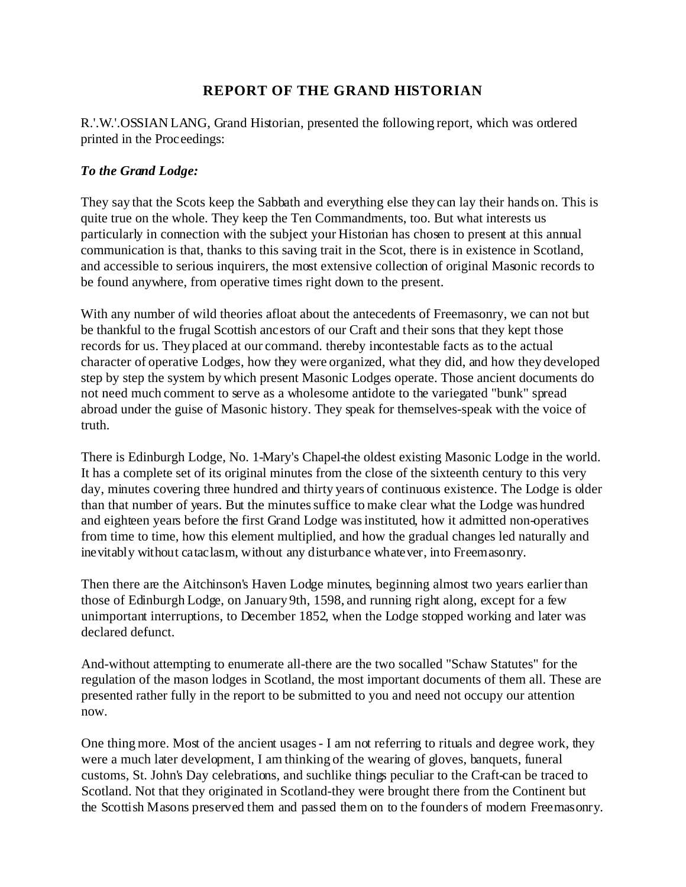## REPORT OF THE GRAND HISTORIAN

R.'.W.'.OSSIAN LANG, Grand Historian, presented the following report, which was ordered printed in the Proceedings:

***To the Grand Lodge:***

They say that the Scots keep the Sabbath and everything else they can lay their hands on. This is quite true on the whole. They keep the Ten Commandments, too. But what interests us particularly in connection with the subject your Historian has chosen to present at this annual communication is that, thanks to this saving trait in the Scot, there is in existence in Scotland, and accessible to serious inquirers, the most extensive collection of original Masonic records to be found anywhere, from operative times right down to the present.

With any number of wild theories afloat about the antecedents of Freemasonry, we can not but be thankful to the frugal Scottish ancestors of our Craft and their sons that they kept those records for us. They placed at our command. thereby incontestable facts as to the actual character of operative Lodges, how they were organized, what they did, and how they developed step by step the system by which present Masonic Lodges operate. Those ancient documents do not need much comment to serve as a wholesome antidote to the variegated "bunk" spread abroad under the guise of Masonic history. They speak for themselves-speak with the voice of truth.

There is Edinburgh Lodge, No. 1-Mary's Chapel-the oldest existing Masonic Lodge in the world. It has a complete set of its original minutes from the close of the sixteenth century to this very day, minutes covering three hundred and thirty years of continuous existence. The Lodge is older than that number of years. But the minutes suffice to make clear what the Lodge was hundred and eighteen years before the first Grand Lodge was instituted, how it admitted non-operatives from time to time, how this element multiplied, and how the gradual changes led naturally and inevitably without cataclasm, without any disturbance whatever, into Freemasonry.

Then there are the Aitchinson's Haven Lodge minutes, beginning almost two years earlier than those of Edinburgh Lodge, on January 9th, 1598, and running right along, except for a few unimportant interruptions, to December 1852, when the Lodge stopped working and later was declared defunct.

And-without attempting to enumerate all-there are the two socalled "Schaw Statutes" for the regulation of the mason lodges in Scotland, the most important documents of them all. These are presented rather fully in the report to be submitted to you and need not occupy our attention now.

One thing more. Most of the ancient usages - I am not referring to rituals and degree work, they were a much later development, I am thinking of the wearing of gloves, banquets, funeral customs, St. John's Day celebrations, and suchlike things peculiar to the Craft-can be traced to Scotland. Not that they originated in Scotland-they were brought there from the Continent but the Scottish Masons preserved them and passed them on to the founders of modern Freemasonry.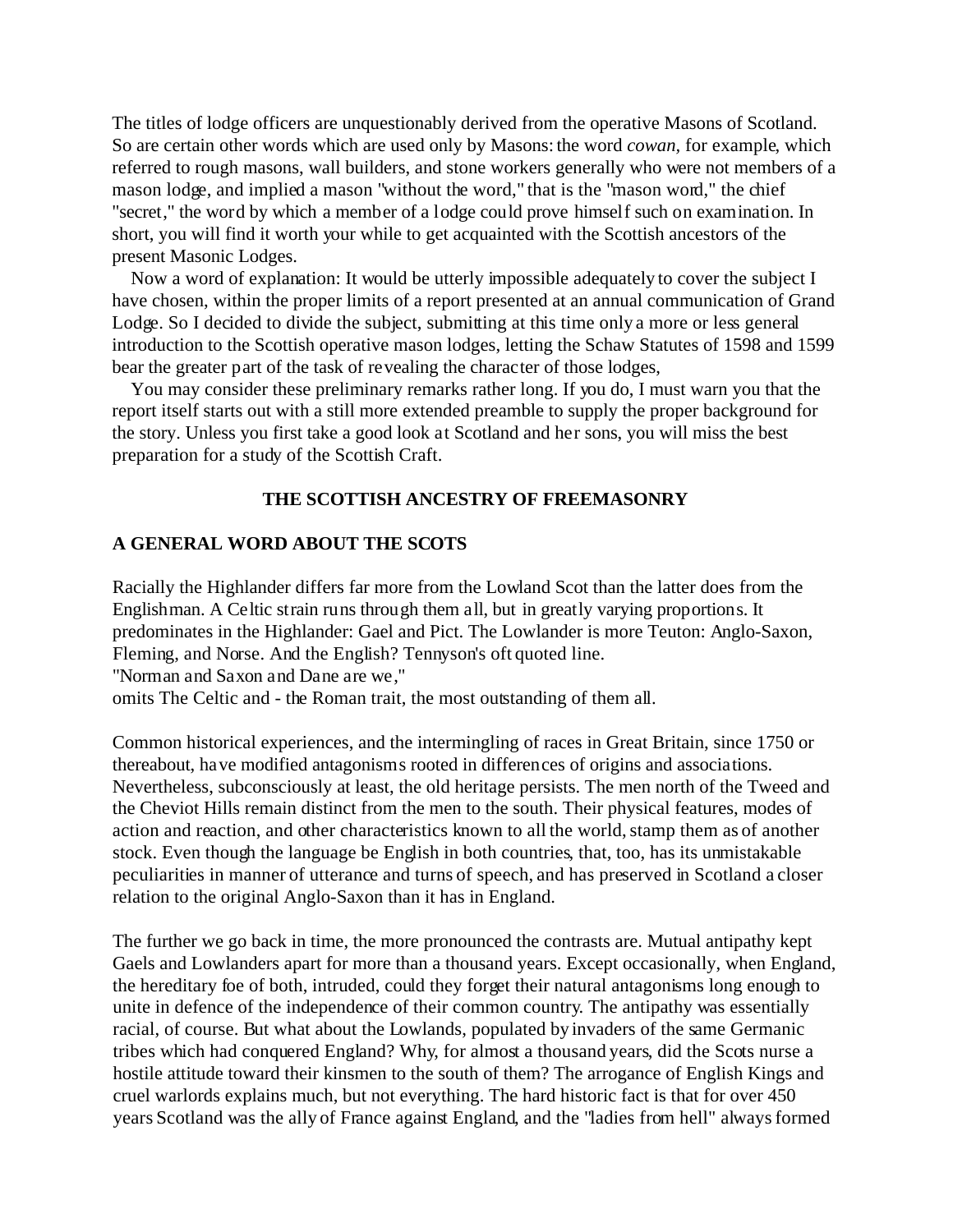The titles of lodge officers are unquestionably derived from the operative Masons of Scotland. So are certain other words which are used only by Masons: the word *cowan*, for example, which referred to rough masons, wall builders, and stone workers generally who were not members of a mason lodge, and implied a mason "without the word," that is the "mason word," the chief "secret," the word by which a member of a lodge could prove himself such on examination. In short, you will find it worth your while to get acquainted with the Scottish ancestors of the present Masonic Lodges.

Now a word of explanation: It would be utterly impossible adequately to cover the subject I have chosen, within the proper limits of a report presented at an annual communication of Grand Lodge. So I decided to divide the subject, submitting at this time only a more or less general introduction to the Scottish operative mason lodges, letting the Schaw Statutes of 1598 and 1599 bear the greater part of the task of revealing the character of those lodges,

You may consider these preliminary remarks rather long. If you do, I must warn you that the report itself starts out with a still more extended preamble to supply the proper background for the story. Unless you first take a good look at Scotland and her sons, you will miss the best preparation for a study of the Scottish Craft.

## THE SCOTTISH ANCESTRY OF FREEMASONRY

### A GENERAL WORD ABOUT THE SCOTS

Racially the Highlander differs far more from the Lowland Scot than the latter does from the Englishman. A Celtic strain runs through them all, but in greatly varying proportions. It predominates in the Highlander: Gael and Pict. The Lowlander is more Teuton: Anglo-Saxon, Fleming, and Norse. And the English? Tennyson's oft quoted line.
"Norman and Saxon and Dane are we,"
omits The Celtic and - the Roman trait, the most outstanding of them all.

Common historical experiences, and the intermingling of races in Great Britain, since 1750 or thereabout, have modified antagonisms rooted in differences of origins and associations. Nevertheless, subconsciously at least, the old heritage persists. The men north of the Tweed and the Cheviot Hills remain distinct from the men to the south. Their physical features, modes of action and reaction, and other characteristics known to all the world, stamp them as of another stock. Even though the language be English in both countries, that, too, has its unmistakable peculiarities in manner of utterance and turns of speech, and has preserved in Scotland a closer relation to the original Anglo-Saxon than it has in England.

The further we go back in time, the more pronounced the contrasts are. Mutual antipathy kept Gaels and Lowlanders apart for more than a thousand years. Except occasionally, when England, the hereditary foe of both, intruded, could they forget their natural antagonisms long enough to unite in defence of the independence of their common country. The antipathy was essentially racial, of course. But what about the Lowlands, populated by invaders of the same Germanic tribes which had conquered England? Why, for almost a thousand years, did the Scots nurse a hostile attitude toward their kinsmen to the south of them? The arrogance of English Kings and cruel warlords explains much, but not everything. The hard historic fact is that for over 450 years Scotland was the ally of France against England, and the "ladies from hell" always formed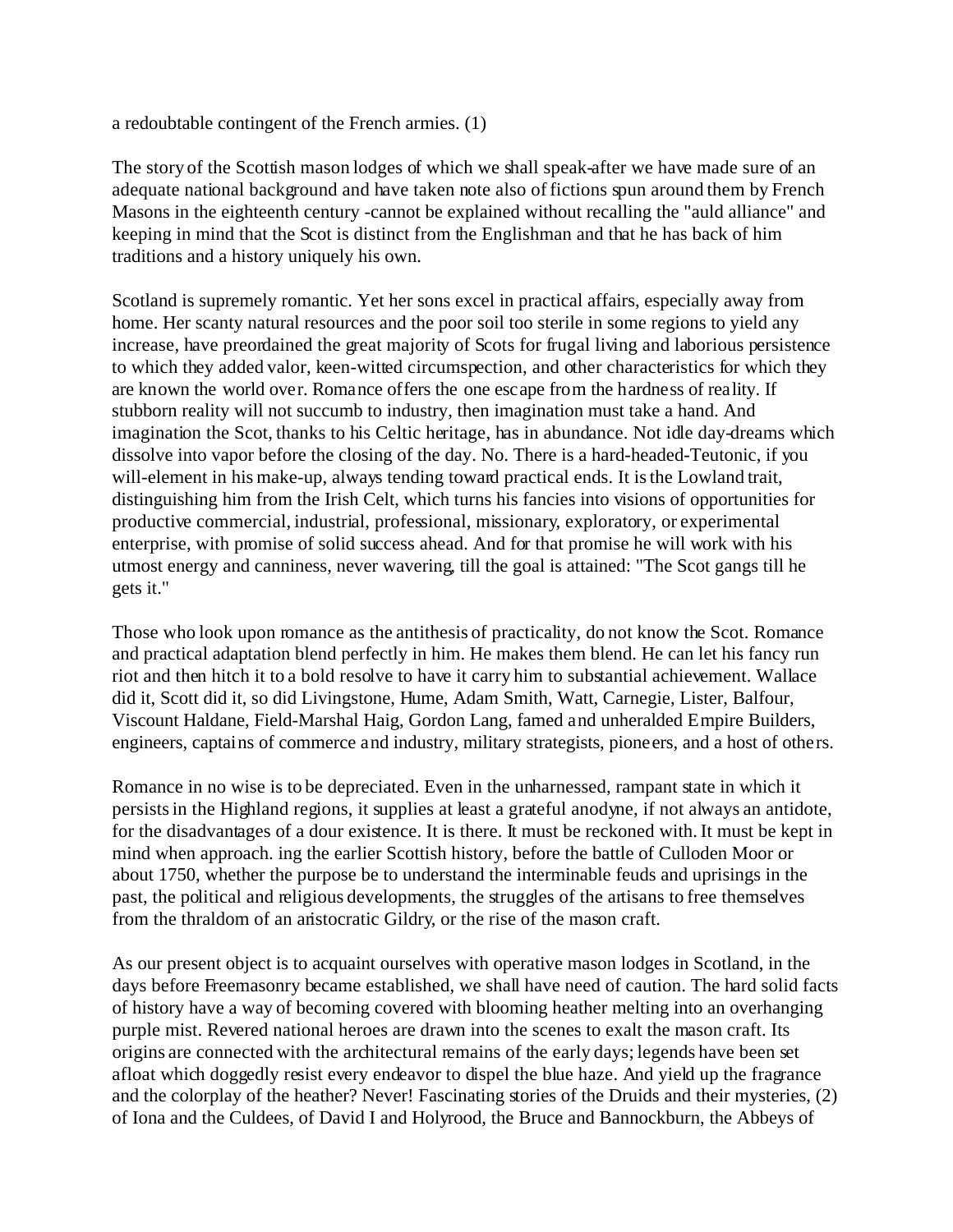a redoubtable contingent of the French armies. (1)

The story of the Scottish mason lodges of which we shall speak-after we have made sure of an adequate national background and have taken note also of fictions spun around them by French Masons in the eighteenth century -cannot be explained without recalling the "auld alliance" and keeping in mind that the Scot is distinct from the Englishman and that he has back of him traditions and a history uniquely his own.

Scotland is supremely romantic. Yet her sons excel in practical affairs, especially away from home. Her scanty natural resources and the poor soil too sterile in some regions to yield any increase, have preordained the great majority of Scots for frugal living and laborious persistence to which they added valor, keen-witted circumspection, and other characteristics for which they are known the world over. Romance offers the one escape from the hardness of reality. If stubborn reality will not succumb to industry, then imagination must take a hand. And imagination the Scot, thanks to his Celtic heritage, has in abundance. Not idle day-dreams which dissolve into vapor before the closing of the day. No. There is a hard-headed-Teutonic, if you will-element in his make-up, always tending toward practical ends. It is the Lowland trait, distinguishing him from the Irish Celt, which turns his fancies into visions of opportunities for productive commercial, industrial, professional, missionary, exploratory, or experimental enterprise, with promise of solid success ahead. And for that promise he will work with his utmost energy and canniness, never wavering, till the goal is attained: "The Scot gangs till he gets it."

Those who look upon romance as the antithesis of practicality, do not know the Scot. Romance and practical adaptation blend perfectly in him. He makes them blend. He can let his fancy run riot and then hitch it to a bold resolve to have it carry him to substantial achievement. Wallace did it, Scott did it, so did Livingstone, Hume, Adam Smith, Watt, Carnegie, Lister, Balfour, Viscount Haldane, Field-Marshal Haig, Gordon Lang, famed and unheralded Empire Builders, engineers, captains of commerce and industry, military strategists, pioneers, and a host of others.

Romance in no wise is to be depreciated. Even in the unharnessed, rampant state in which it persists in the Highland regions, it supplies at least a grateful anodyne, if not always an antidote, for the disadvantages of a dour existence. It is there. It must be reckoned with. It must be kept in mind when approach. ing the earlier Scottish history, before the battle of Culloden Moor or about 1750, whether the purpose be to understand the interminable feuds and uprisings in the past, the political and religious developments, the struggles of the artisans to free themselves from the thraldom of an aristocratic Gildry, or the rise of the mason craft.

As our present object is to acquaint ourselves with operative mason lodges in Scotland, in the days before Freemasonry became established, we shall have need of caution. The hard solid facts of history have a way of becoming covered with blooming heather melting into an overhanging purple mist. Revered national heroes are drawn into the scenes to exalt the mason craft. Its origins are connected with the architectural remains of the early days; legends have been set afloat which doggedly resist every endeavor to dispel the blue haze. And yield up the fragrance and the colorplay of the heather? Never! Fascinating stories of the Druids and their mysteries, (2) of Iona and the Culdees, of David I and Holyrood, the Bruce and Bannockburn, the Abbeys of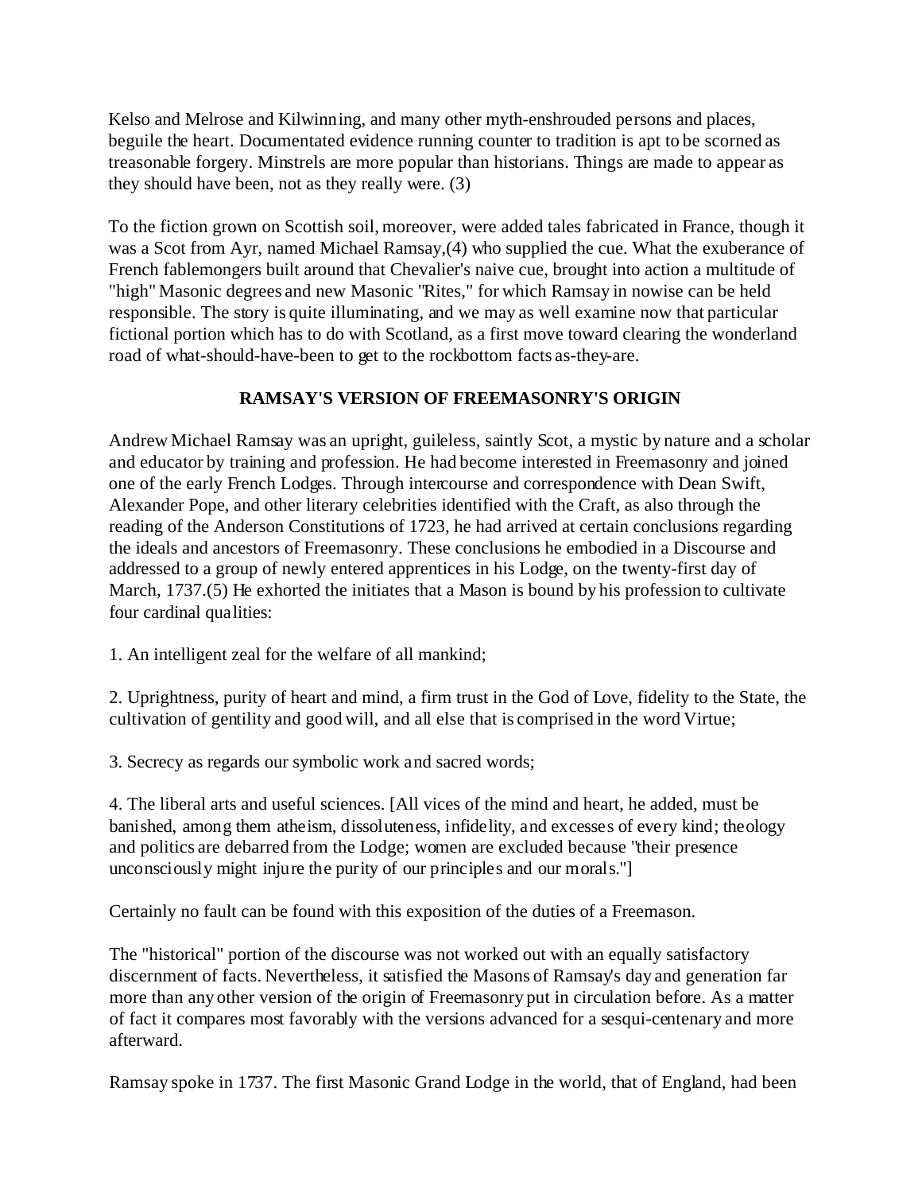Kelso and Melrose and Kilwinning, and many other myth-enshrouded persons and places, beguile the heart. Documentated evidence running counter to tradition is apt to be scorned as treasonable forgery. Minstrels are more popular than historians. Things are made to appear as they should have been, not as they really were. (3)

To the fiction grown on Scottish soil, moreover, were added tales fabricated in France, though it was a Scot from Ayr, named Michael Ramsay,(4) who supplied the cue. What the exuberance of French fablemongers built around that Chevalier's naive cue, brought into action a multitude of "high" Masonic degrees and new Masonic "Rites," for which Ramsay in nowise can be held responsible. The story is quite illuminating, and we may as well examine now that particular fictional portion which has to do with Scotland, as a first move toward clearing the wonderland road of what-should-have-been to get to the rockbottom facts as-they-are.

**RAMSAY'S VERSION OF FREEMASONRY'S ORIGIN**

Andrew Michael Ramsay was an upright, guileless, saintly Scot, a mystic by nature and a scholar and educator by training and profession. He had become interested in Freemasonry and joined one of the early French Lodges. Through intercourse and correspondence with Dean Swift, Alexander Pope, and other literary celebrities identified with the Craft, as also through the reading of the Anderson Constitutions of 1723, he had arrived at certain conclusions regarding the ideals and ancestors of Freemasonry. These conclusions he embodied in a Discourse and addressed to a group of newly entered apprentices in his Lodge, on the twenty-first day of March, 1737.(5) He exhorted the initiates that a Mason is bound by his profession to cultivate four cardinal qualities:

1. An intelligent zeal for the welfare of all mankind;

2. Uprightness, purity of heart and mind, a firm trust in the God of Love, fidelity to the State, the cultivation of gentility and good will, and all else that is comprised in the word Virtue;

3. Secrecy as regards our symbolic work and sacred words;

4. The liberal arts and useful sciences. [All vices of the mind and heart, he added, must be banished, among them atheism, dissoluteness, infidelity, and excesses of every kind; theology and politics are debarred from the Lodge; women are excluded because "their presence unconsciously might injure the purity of our principles and our morals."]

Certainly no fault can be found with this exposition of the duties of a Freemason.

The "historical" portion of the discourse was not worked out with an equally satisfactory discernment of facts. Nevertheless, it satisfied the Masons of Ramsay's day and generation far more than any other version of the origin of Freemasonry put in circulation before. As a matter of fact it compares most favorably with the versions advanced for a sesqui-centenary and more afterward.

Ramsay spoke in 1737. The first Masonic Grand Lodge in the world, that of England, had been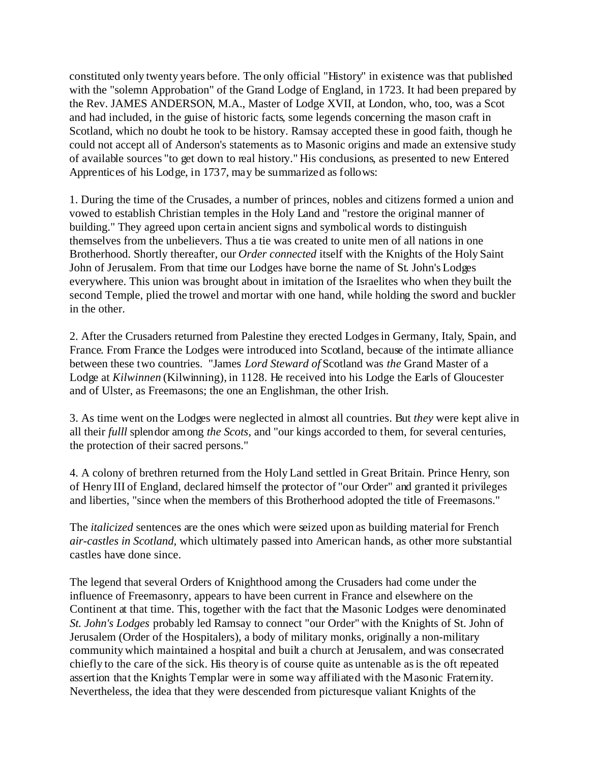constituted only twenty years before. The only official "History" in existence was that published with the "solemn Approbation" of the Grand Lodge of England, in 1723. It had been prepared by the Rev. JAMES ANDERSON, M.A., Master of Lodge XVII, at London, who, too, was a Scot and had included, in the guise of historic facts, some legends concerning the mason craft in Scotland, which no doubt he took to be history. Ramsay accepted these in good faith, though he could not accept all of Anderson's statements as to Masonic origins and made an extensive study of available sources "to get down to real history." His conclusions, as presented to new Entered Apprentices of his Lodge, in 1737, may be summarized as follows:

1. During the time of the Crusades, a number of princes, nobles and citizens formed a union and vowed to establish Christian temples in the Holy Land and "restore the original manner of building." They agreed upon certain ancient signs and symbolical words to distinguish themselves from the unbelievers. Thus a tie was created to unite men of all nations in one Brotherhood. Shortly thereafter, our *Order connected* itself with the Knights of the Holy Saint John of Jerusalem. From that time our Lodges have borne the name of St. John's Lodges everywhere. This union was brought about in imitation of the Israelites who when they built the second Temple, plied the trowel and mortar with one hand, while holding the sword and buckler in the other.

2. After the Crusaders returned from Palestine they erected Lodges in Germany, Italy, Spain, and France. From France the Lodges were introduced into Scotland, because of the intimate alliance between these two countries. "James *Lord Steward of* Scotland was *the* Grand Master of a Lodge at *Kilwinnen* (Kilwinning), in 1128. He received into his Lodge the Earls of Gloucester and of Ulster, as Freemasons; the one an Englishman, the other Irish.

3. As time went on the Lodges were neglected in almost all countries. But *they* were kept alive in all their *fulll* splendor among *the Scots,* and "our kings accorded to them, for several centuries, the protection of their sacred persons."

4. A colony of brethren returned from the Holy Land settled in Great Britain. Prince Henry, son of Henry III of England, declared himself the protector of "our Order" and granted it privileges and liberties, "since when the members of this Brotherhood adopted the title of Freemasons."

The *italicized* sentences are the ones which were seized upon as building material for French *air-castles in Scotland,* which ultimately passed into American hands, as other more substantial castles have done since.

The legend that several Orders of Knighthood among the Crusaders had come under the influence of Freemasonry, appears to have been current in France and elsewhere on the Continent at that time. This, together with the fact that the Masonic Lodges were denominated *St. John's Lodges* probably led Ramsay to connect "our Order" with the Knights of St. John of Jerusalem (Order of the Hospitalers), a body of military monks, originally a non-military community which maintained a hospital and built a church at Jerusalem, and was consecrated chiefly to the care of the sick. His theory is of course quite as untenable as is the oft repeated assertion that the Knights Templar were in some way affiliated with the Masonic Fraternity. Nevertheless, the idea that they were descended from picturesque valiant Knights of the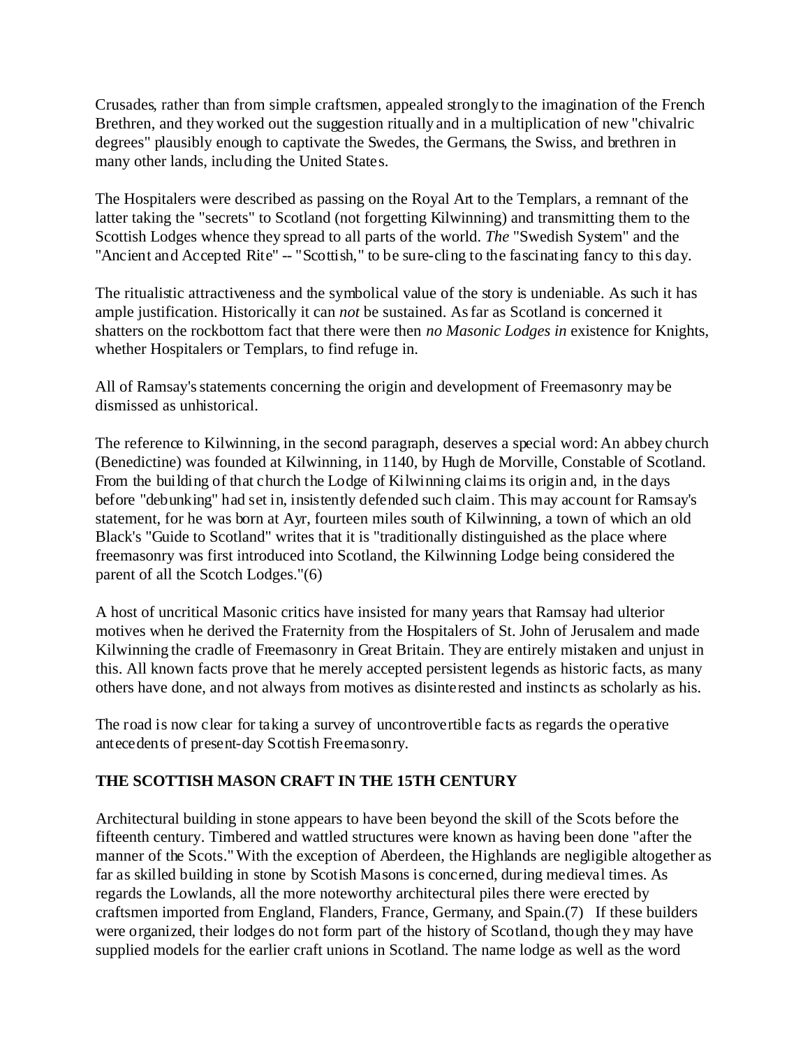Crusades, rather than from simple craftsmen, appealed strongly to the imagination of the French Brethren, and they worked out the suggestion ritually and in a multiplication of new "chivalric degrees" plausibly enough to captivate the Swedes, the Germans, the Swiss, and brethren in many other lands, including the United States.

The Hospitalers were described as passing on the Royal Art to the Templars, a remnant of the latter taking the "secrets" to Scotland (not forgetting Kilwinning) and transmitting them to the Scottish Lodges whence they spread to all parts of the world. *The* "Swedish System" and the "Ancient and Accepted Rite" -- "Scottish," to be sure-cling to the fascinating fancy to this day.

The ritualistic attractiveness and the symbolical value of the story is undeniable. As such it has ample justification. Historically it can *not* be sustained. As far as Scotland is concerned it shatters on the rockbottom fact that there were then *no Masonic Lodges in* existence for Knights, whether Hospitalers or Templars, to find refuge in.

All of Ramsay's statements concerning the origin and development of Freemasonry may be dismissed as unhistorical.

The reference to Kilwinning, in the second paragraph, deserves a special word: An abbey church (Benedictine) was founded at Kilwinning, in 1140, by Hugh de Morville, Constable of Scotland. From the building of that church the Lodge of Kilwinning claims its origin and, in the days before "debunking" had set in, insistently defended such claim. This may account for Ramsay's statement, for he was born at Ayr, fourteen miles south of Kilwinning, a town of which an old Black's "Guide to Scotland" writes that it is "traditionally distinguished as the place where freemasonry was first introduced into Scotland, the Kilwinning Lodge being considered the parent of all the Scotch Lodges."(6)

A host of uncritical Masonic critics have insisted for many years that Ramsay had ulterior motives when he derived the Fraternity from the Hospitalers of St. John of Jerusalem and made Kilwinning the cradle of Freemasonry in Great Britain. They are entirely mistaken and unjust in this. All known facts prove that he merely accepted persistent legends as historic facts, as many others have done, and not always from motives as disinterested and instincts as scholarly as his.

The road is now clear for taking a survey of uncontrovertible facts as regards the operative antecedents of present-day Scottish Freemasonry.

## THE SCOTTISH MASON CRAFT IN THE 15TH CENTURY

Architectural building in stone appears to have been beyond the skill of the Scots before the fifteenth century. Timbered and wattled structures were known as having been done "after the manner of the Scots." With the exception of Aberdeen, the Highlands are negligible altogether as far as skilled building in stone by Scotish Masons is concerned, during medieval times. As regards the Lowlands, all the more noteworthy architectural piles there were erected by craftsmen imported from England, Flanders, France, Germany, and Spain.(7) If these builders were organized, their lodges do not form part of the history of Scotland, though they may have supplied models for the earlier craft unions in Scotland. The name lodge as well as the word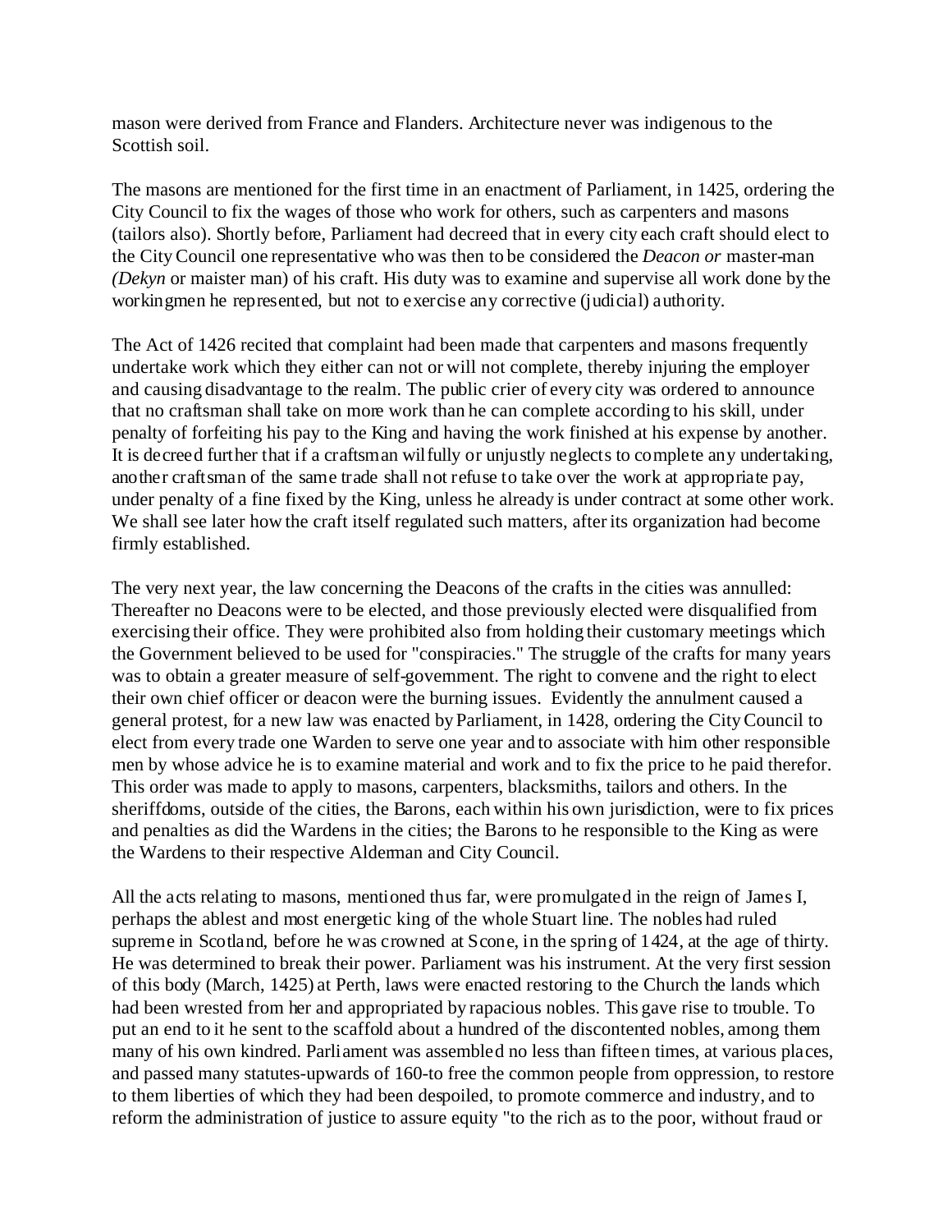mason were derived from France and Flanders. Architecture never was indigenous to the Scottish soil.

The masons are mentioned for the first time in an enactment of Parliament, in 1425, ordering the City Council to fix the wages of those who work for others, such as carpenters and masons (tailors also). Shortly before, Parliament had decreed that in every city each craft should elect to the City Council one representative who was then to be considered the *Deacon or* master-man *(Dekyn* or maister man) of his craft. His duty was to examine and supervise all work done by the workingmen he represented, but not to exercise any corrective (judicial) authority.

The Act of 1426 recited that complaint had been made that carpenters and masons frequently undertake work which they either can not or will not complete, thereby injuring the employer and causing disadvantage to the realm. The public crier of every city was ordered to announce that no craftsman shall take on more work than he can complete according to his skill, under penalty of forfeiting his pay to the King and having the work finished at his expense by another. It is decreed further that if a craftsman wilfully or unjustly neglects to complete any undertaking, another craftsman of the same trade shall not refuse to take over the work at appropriate pay, under penalty of a fine fixed by the King, unless he already is under contract at some other work. We shall see later how the craft itself regulated such matters, after its organization had become firmly established.

The very next year, the law concerning the Deacons of the crafts in the cities was annulled: Thereafter no Deacons were to be elected, and those previously elected were disqualified from exercising their office. They were prohibited also from holding their customary meetings which the Government believed to be used for "conspiracies." The struggle of the crafts for many years was to obtain a greater measure of self-government. The right to convene and the right to elect their own chief officer or deacon were the burning issues. Evidently the annulment caused a general protest, for a new law was enacted by Parliament, in 1428, ordering the City Council to elect from every trade one Warden to serve one year and to associate with him other responsible men by whose advice he is to examine material and work and to fix the price to he paid therefor. This order was made to apply to masons, carpenters, blacksmiths, tailors and others. In the sheriffdoms, outside of the cities, the Barons, each within his own jurisdiction, were to fix prices and penalties as did the Wardens in the cities; the Barons to he responsible to the King as were the Wardens to their respective Alderman and City Council.

All the acts relating to masons, mentioned thus far, were promulgated in the reign of James I, perhaps the ablest and most energetic king of the whole Stuart line. The nobles had ruled supreme in Scotland, before he was crowned at Scone, in the spring of 1424, at the age of thirty. He was determined to break their power. Parliament was his instrument. At the very first session of this body (March, 1425) at Perth, laws were enacted restoring to the Church the lands which had been wrested from her and appropriated by rapacious nobles. This gave rise to trouble. To put an end to it he sent to the scaffold about a hundred of the discontented nobles, among them many of his own kindred. Parliament was assembled no less than fifteen times, at various places, and passed many statutes-upwards of 160-to free the common people from oppression, to restore to them liberties of which they had been despoiled, to promote commerce and industry, and to reform the administration of justice to assure equity "to the rich as to the poor, without fraud or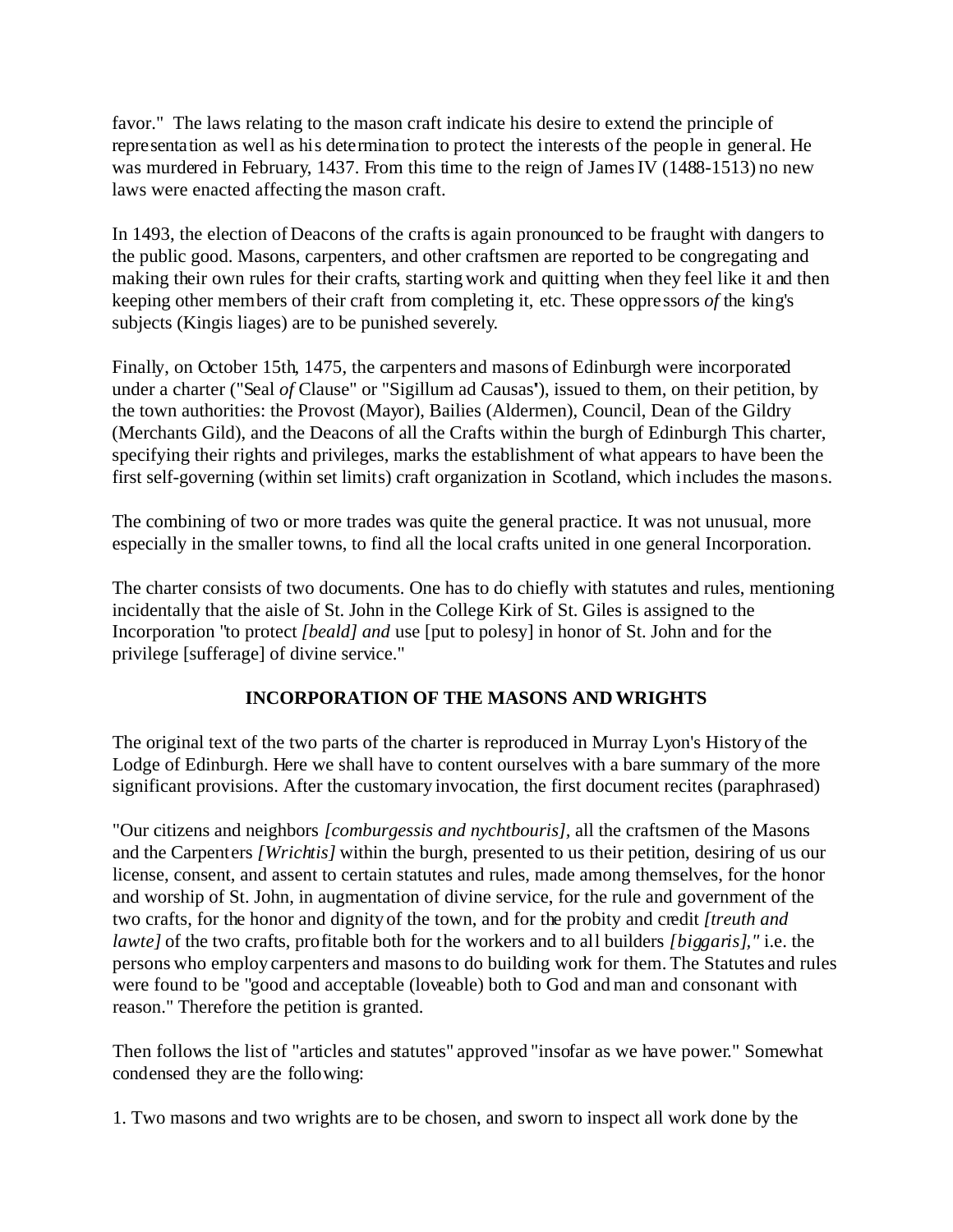favor." The laws relating to the mason craft indicate his desire to extend the principle of representation as well as his determination to protect the interests of the people in general. He was murdered in February, 1437. From this time to the reign of James IV (1488-1513) no new laws were enacted affecting the mason craft.

In 1493, the election of Deacons of the crafts is again pronounced to be fraught with dangers to the public good. Masons, carpenters, and other craftsmen are reported to be congregating and making their own rules for their crafts, starting work and quitting when they feel like it and then keeping other members of their craft from completing it, etc. These oppressors *of* the king's subjects (Kingis liages) are to be punished severely.

Finally, on October 15th, 1475, the carpenters and masons of Edinburgh were incorporated under a charter ("Seal *of* Clause" or "Sigillum ad Causas"), issued to them, on their petition, by the town authorities: the Provost (Mayor), Bailies (Aldermen), Council, Dean of the Gildry (Merchants Gild), and the Deacons of all the Crafts within the burgh of Edinburgh This charter, specifying their rights and privileges, marks the establishment of what appears to have been the first self-governing (within set limits) craft organization in Scotland, which includes the masons.

The combining of two or more trades was quite the general practice. It was not unusual, more especially in the smaller towns, to find all the local crafts united in one general Incorporation.

The charter consists of two documents. One has to do chiefly with statutes and rules, mentioning incidentally that the aisle of St. John in the College Kirk of St. Giles is assigned to the Incorporation "to protect *[beald] and* use [put to polesy] in honor of St. John and for the privilege [sufferage] of divine service."

## INCORPORATION OF THE MASONS AND WRIGHTS

The original text of the two parts of the charter is reproduced in Murray Lyon's History of the Lodge of Edinburgh. Here we shall have to content ourselves with a bare summary of the more significant provisions. After the customary invocation, the first document recites (paraphrased)

"Our citizens and neighbors *[comburgessis and nychtbouris],* all the craftsmen of the Masons and the Carpenters *[Wrichtis]* within the burgh, presented to us their petition, desiring of us our license, consent, and assent to certain statutes and rules, made among themselves, for the honor and worship of St. John, in augmentation of divine service, for the rule and government of the two crafts, for the honor and dignity of the town, and for the probity and credit *[treuth and lawte]* of the two crafts, profitable both for the workers and to all builders *[biggaris],"* i.e. the persons who employ carpenters and masons to do building work for them. The Statutes and rules were found to be "good and acceptable (loveable) both to God and man and consonant with reason." Therefore the petition is granted.

Then follows the list of "articles and statutes" approved "insofar as we have power." Somewhat condensed they are the following:

1. Two masons and two wrights are to be chosen, and sworn to inspect all work done by the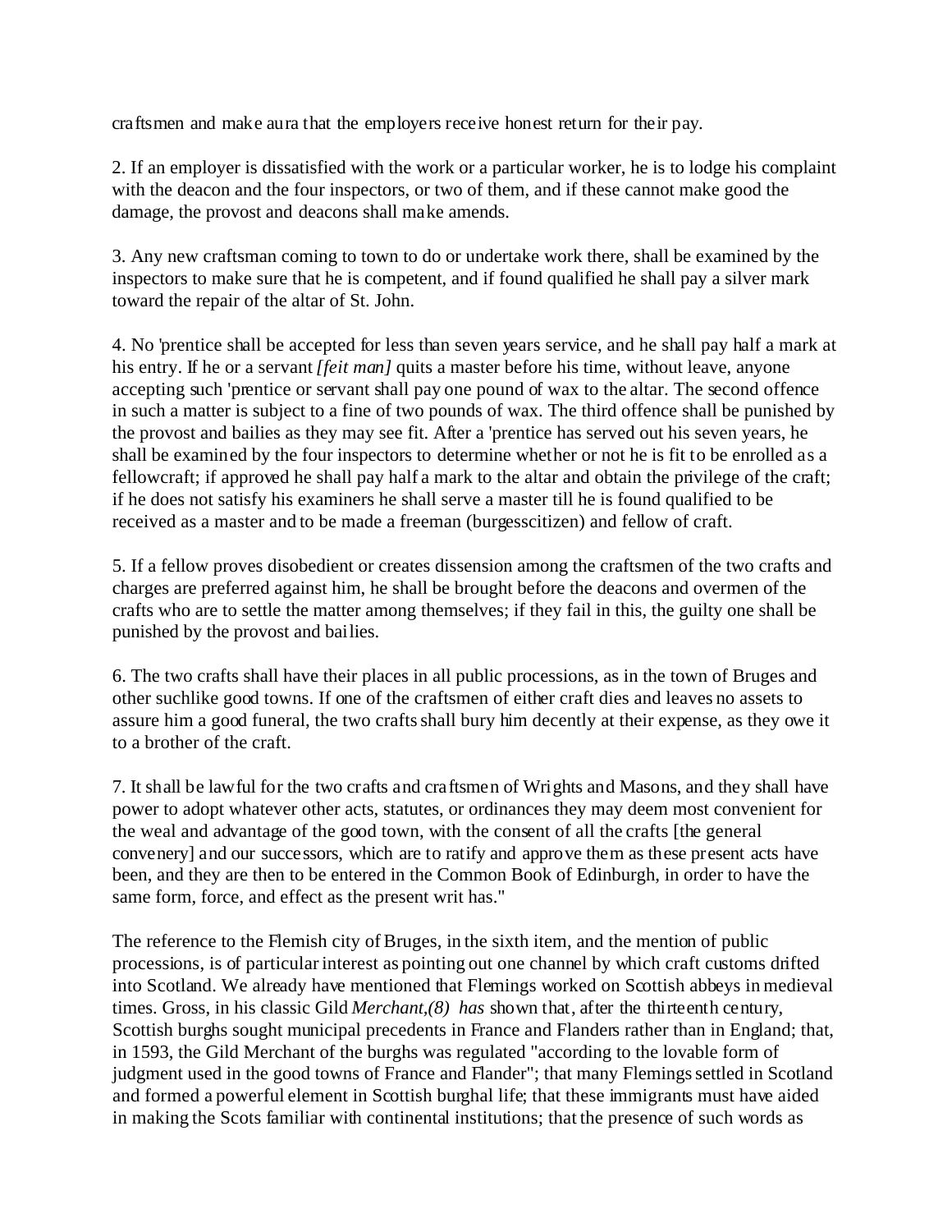craftsmen and make aura that the employers receive honest return for their pay.

2. If an employer is dissatisfied with the work or a particular worker, he is to lodge his complaint with the deacon and the four inspectors, or two of them, and if these cannot make good the damage, the provost and deacons shall make amends.

3. Any new craftsman coming to town to do or undertake work there, shall be examined by the inspectors to make sure that he is competent, and if found qualified he shall pay a silver mark toward the repair of the altar of St. John.

4. No 'prentice shall be accepted for less than seven years service, and he shall pay half a mark at his entry. If he or a servant *[feit man]* quits a master before his time, without leave, anyone accepting such 'prentice or servant shall pay one pound of wax to the altar. The second offence in such a matter is subject to a fine of two pounds of wax. The third offence shall be punished by the provost and bailies as they may see fit. After a 'prentice has served out his seven years, he shall be examined by the four inspectors to determine whether or not he is fit to be enrolled as a fellowcraft; if approved he shall pay half a mark to the altar and obtain the privilege of the craft; if he does not satisfy his examiners he shall serve a master till he is found qualified to be received as a master and to be made a freeman (burgesscitizen) and fellow of craft.

5. If a fellow proves disobedient or creates dissension among the craftsmen of the two crafts and charges are preferred against him, he shall be brought before the deacons and overmen of the crafts who are to settle the matter among themselves; if they fail in this, the guilty one shall be punished by the provost and bailies.

6. The two crafts shall have their places in all public processions, as in the town of Bruges and other suchlike good towns. If one of the craftsmen of either craft dies and leaves no assets to assure him a good funeral, the two crafts shall bury him decently at their expense, as they owe it to a brother of the craft.

7. It shall be lawful for the two crafts and craftsmen of Wrights and Masons, and they shall have power to adopt whatever other acts, statutes, or ordinances they may deem most convenient for the weal and advantage of the good town, with the consent of all the crafts [the general convenery] and our successors, which are to ratify and approve them as these present acts have been, and they are then to be entered in the Common Book of Edinburgh, in order to have the same form, force, and effect as the present writ has."

The reference to the Flemish city of Bruges, in the sixth item, and the mention of public processions, is of particular interest as pointing out one channel by which craft customs drifted into Scotland. We already have mentioned that Flemings worked on Scottish abbeys in medieval times. Gross, in his classic Gild *Merchant,(8) has* shown that, after the thirteenth century, Scottish burghs sought municipal precedents in France and Flanders rather than in England; that, in 1593, the Gild Merchant of the burghs was regulated "according to the lovable form of judgment used in the good towns of France and Flander"; that many Flemings settled in Scotland and formed a powerful element in Scottish burghal life; that these immigrants must have aided in making the Scots familiar with continental institutions; that the presence of such words as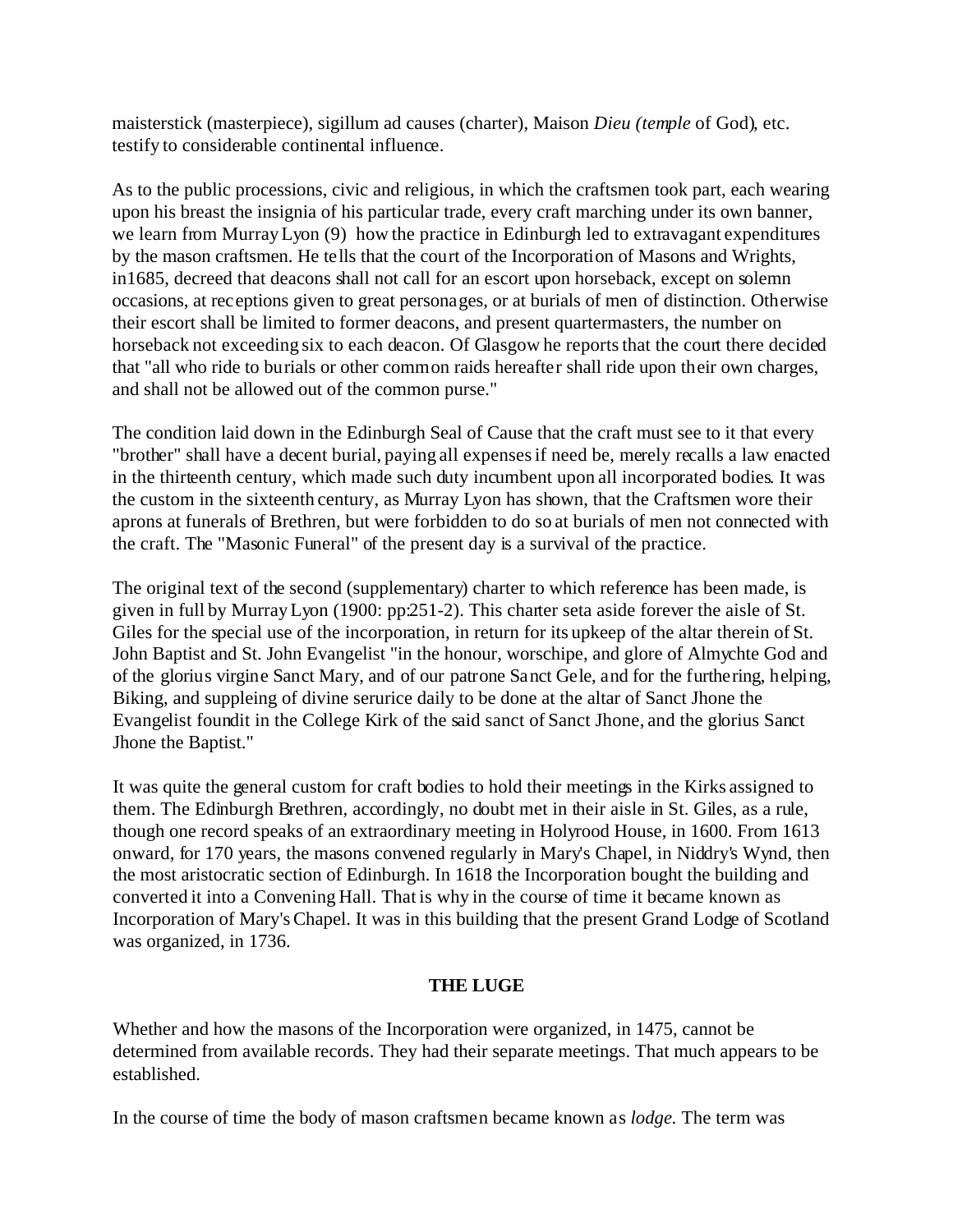masterstick (masterpiece), sigillum ad causes (charter), Maison *Dieu (temple* of God), etc. testify to considerable continental influence.

As to the public processions, civic and religious, in which the craftsmen took part, each wearing upon his breast the insignia of his particular trade, every craft marching under its own banner, we learn from Murray Lyon (9) how the practice in Edinburgh led to extravagant expenditures by the mason craftsmen. He tells that the court of the Incorporation of Masons and Wrights, in1685, decreed that deacons shall not call for an escort upon horseback, except on solemn occasions, at receptions given to great personages, or at burials of men of distinction. Otherwise their escort shall be limited to former deacons, and present quartermasters, the number on horseback not exceeding six to each deacon. Of Glasgow he reports that the court there decided that "all who ride to burials or other common raids hereafter shall ride upon their own charges, and shall not be allowed out of the common purse."

The condition laid down in the Edinburgh Seal of Cause that the craft must see to it that every "brother" shall have a decent burial, paying all expenses if need be, merely recalls a law enacted in the thirteenth century, which made such duty incumbent upon all incorporated bodies. It was the custom in the sixteenth century, as Murray Lyon has shown, that the Craftsmen wore their aprons at funerals of Brethren, but were forbidden to do so at burials of men not connected with the craft. The "Masonic Funeral" of the present day is a survival of the practice.

The original text of the second (supplementary) charter to which reference has been made, is given in full by Murray Lyon (1900: pp:251-2). This charter seta aside forever the aisle of St. Giles for the special use of the incorporation, in return for its upkeep of the altar therein of St. John Baptist and St. John Evangelist "in the honour, worschipe, and glore of Almychte God and of the glorius virgine Sanct Mary, and of our patrone Sanct Gele, and for the furthering, helping, Biking, and suppleing of divine serurice daily to be done at the altar of Sanct Jhone the Evangelist foundit in the College Kirk of the said sanct of Sanct Jhone, and the glorius Sanct Jhone the Baptist."

It was quite the general custom for craft bodies to hold their meetings in the Kirks assigned to them. The Edinburgh Brethren, accordingly, no doubt met in their aisle in St. Giles, as a rule, though one record speaks of an extraordinary meeting in Holyrood House, in 1600. From 1613 onward, for 170 years, the masons convened regularly in Mary's Chapel, in Niddry's Wynd, then the most aristocratic section of Edinburgh. In 1618 the Incorporation bought the building and converted it into a Convening Hall. That is why in the course of time it became known as Incorporation of Mary's Chapel. It was in this building that the present Grand Lodge of Scotland was organized, in 1736.

## THE LUGE

Whether and how the masons of the Incorporation were organized, in 1475, cannot be determined from available records. They had their separate meetings. That much appears to be established.

In the course of time the body of mason craftsmen became known as *lodge.* The term was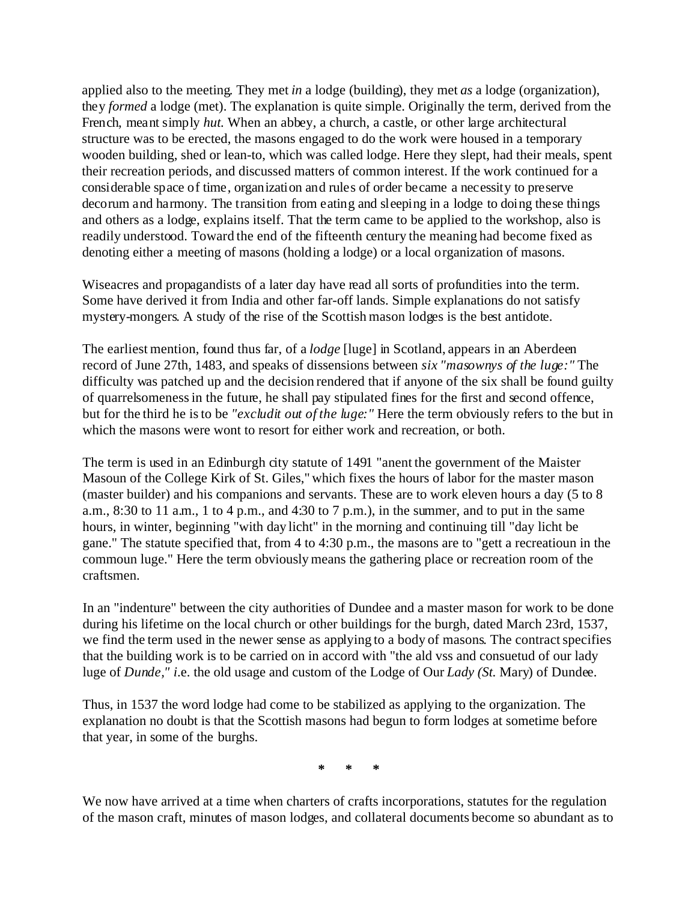applied also to the meeting. They met *in* a lodge (building), they met *as* a lodge (organization), they *formed* a lodge (met). The explanation is quite simple. Originally the term, derived from the French, meant simply *hut*. When an abbey, a church, a castle, or other large architectural structure was to be erected, the masons engaged to do the work were housed in a temporary wooden building, shed or lean-to, which was called lodge. Here they slept, had their meals, spent their recreation periods, and discussed matters of common interest. If the work continued for a considerable space of time, organization and rules of order became a necessity to preserve decorum and harmony. The transition from eating and sleeping in a lodge to doing these things and others as a lodge, explains itself. That the term came to be applied to the workshop, also is readily understood. Toward the end of the fifteenth century the meaning had become fixed as denoting either a meeting of masons (holding a lodge) or a local organization of masons.

Wiseacres and propagandists of a later day have read all sorts of profundities into the term. Some have derived it from India and other far-off lands. Simple explanations do not satisfy mystery-mongers. A study of the rise of the Scottish mason lodges is the best antidote.

The earliest mention, found thus far, of a *lodge* [luge] in Scotland, appears in an Aberdeen record of June 27th, 1483, and speaks of dissensions between *six "masownys of the luge:"* The difficulty was patched up and the decision rendered that if anyone of the six shall be found guilty of quarrelsomeness in the future, he shall pay stipulated fines for the first and second offence, but for the third he is to be *"excludit out of the luge:"* Here the term obviously refers to the but in which the masons were wont to resort for either work and recreation, or both.

The term is used in an Edinburgh city statute of 1491 "anent the government of the Maister Masoun of the College Kirk of St. Giles," which fixes the hours of labor for the master mason (master builder) and his companions and servants. These are to work eleven hours a day (5 to 8 a.m., 8:30 to 11 a.m., 1 to 4 p.m., and 4:30 to 7 p.m.), in the summer, and to put in the same hours, in winter, beginning "with day licht" in the morning and continuing till "day licht be gane." The statute specified that, from 4 to 4:30 p.m., the masons are to "gett a recreatioun in the commoun luge." Here the term obviously means the gathering place or recreation room of the craftsmen.

In an "indenture" between the city authorities of Dundee and a master mason for work to be done during his lifetime on the local church or other buildings for the burgh, dated March 23rd, 1537, we find the term used in the newer sense as applying to a body of masons. The contract specifies that the building work is to be carried on in accord with "the ald vss and consuetud of our lady luge of *Dunde," i*.e. the old usage and custom of the Lodge of Our *Lady (St.* Mary) of Dundee.

Thus, in 1537 the word lodge had come to be stabilized as applying to the organization. The explanation no doubt is that the Scottish masons had begun to form lodges at sometime before that year, in some of the burghs.

\* \* \*

We now have arrived at a time when charters of crafts incorporations, statutes for the regulation of the mason craft, minutes of mason lodges, and collateral documents become so abundant as to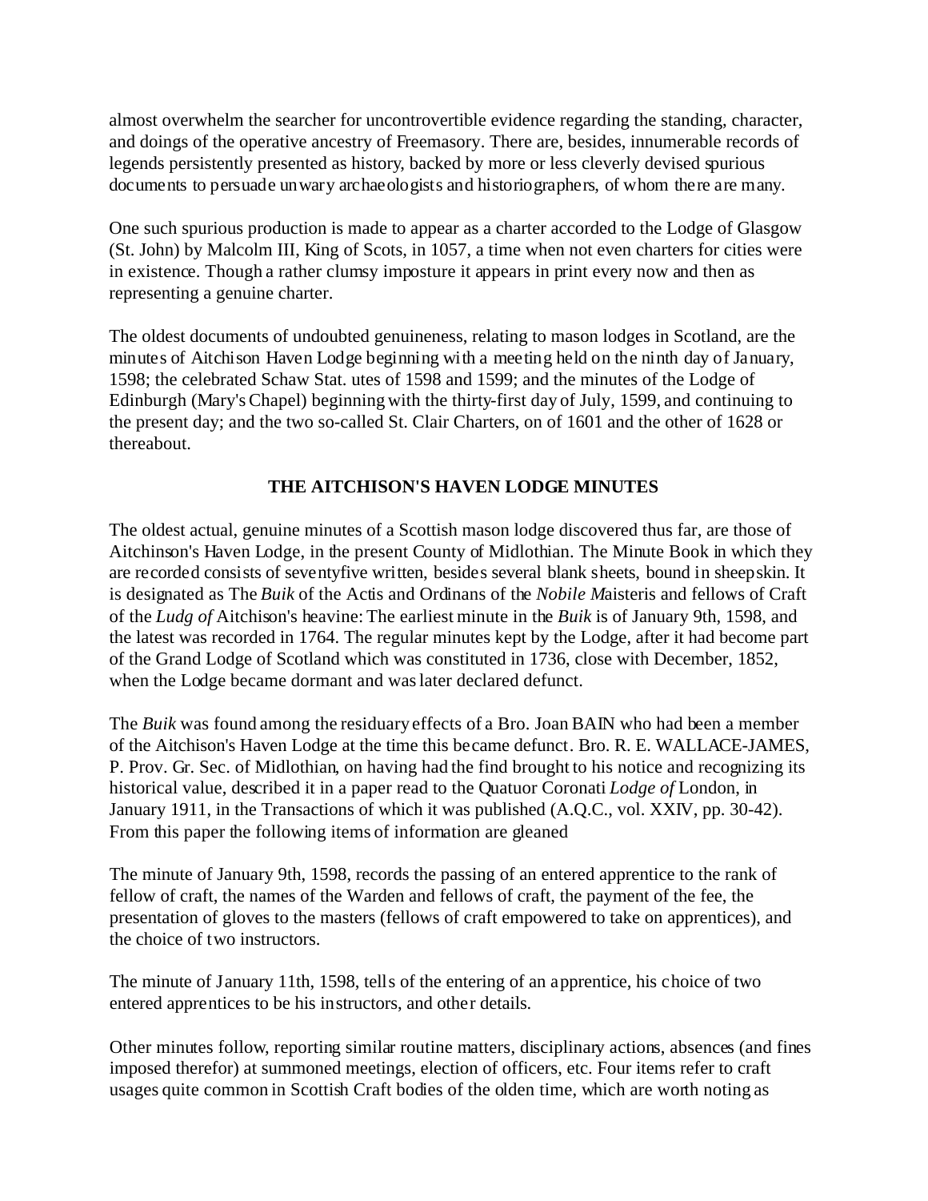almost overwhelm the searcher for uncontrovertible evidence regarding the standing, character, and doings of the operative ancestry of Freemasory. There are, besides, innumerable records of legends persistently presented as history, backed by more or less cleverly devised spurious documents to persuade unwary archaeologists and historiographers, of whom there are many.

One such spurious production is made to appear as a charter accorded to the Lodge of Glasgow (St. John) by Malcolm III, King of Scots, in 1057, a time when not even charters for cities were in existence. Though a rather clumsy imposture it appears in print every now and then as representing a genuine charter.

The oldest documents of undoubted genuineness, relating to mason lodges in Scotland, are the minutes of Aitchison Haven Lodge beginning with a meeting held on the ninth day of January, 1598; the celebrated Schaw Stat. utes of 1598 and 1599; and the minutes of the Lodge of Edinburgh (Mary's Chapel) beginning with the thirty-first day of July, 1599, and continuing to the present day; and the two so-called St. Clair Charters, on of 1601 and the other of 1628 or thereabout.

### THE AITCHISON'S HAVEN LODGE MINUTES

The oldest actual, genuine minutes of a Scottish mason lodge discovered thus far, are those of Aitchinson's Haven Lodge, in the present County of Midlothian. The Minute Book in which they are recorded consists of seventyfive written, besides several blank sheets, bound in sheepskin. It is designated as The *Buik* of the Actis and Ordinans of the *Nobile M*aisteris and fellows of Craft of the *Ludg of* Aitchison's heavine: The earliest minute in the *Buik* is of January 9th, 1598, and the latest was recorded in 1764. The regular minutes kept by the Lodge, after it had become part of the Grand Lodge of Scotland which was constituted in 1736, close with December, 1852, when the Lodge became dormant and was later declared defunct.

The *Buik* was found among the residuary effects of a Bro. Joan BAIN who had been a member of the Aitchison's Haven Lodge at the time this became defunct. Bro. R. E. WALLACE-JAMES, P. Prov. Gr. Sec. of Midlothian, on having had the find brought to his notice and recognizing its historical value, described it in a paper read to the Quatuor Coronati *Lodge of* London, in January 1911, in the Transactions of which it was published (A.Q.C., vol. XXIV, pp. 30-42). From this paper the following items of information are gleaned

The minute of January 9th, 1598, records the passing of an entered apprentice to the rank of fellow of craft, the names of the Warden and fellows of craft, the payment of the fee, the presentation of gloves to the masters (fellows of craft empowered to take on apprentices), and the choice of two instructors.

The minute of January 11th, 1598, tells of the entering of an apprentice, his choice of two entered apprentices to be his instructors, and other details.

Other minutes follow, reporting similar routine matters, disciplinary actions, absences (and fines imposed therefor) at summoned meetings, election of officers, etc. Four items refer to craft usages quite common in Scottish Craft bodies of the olden time, which are worth noting as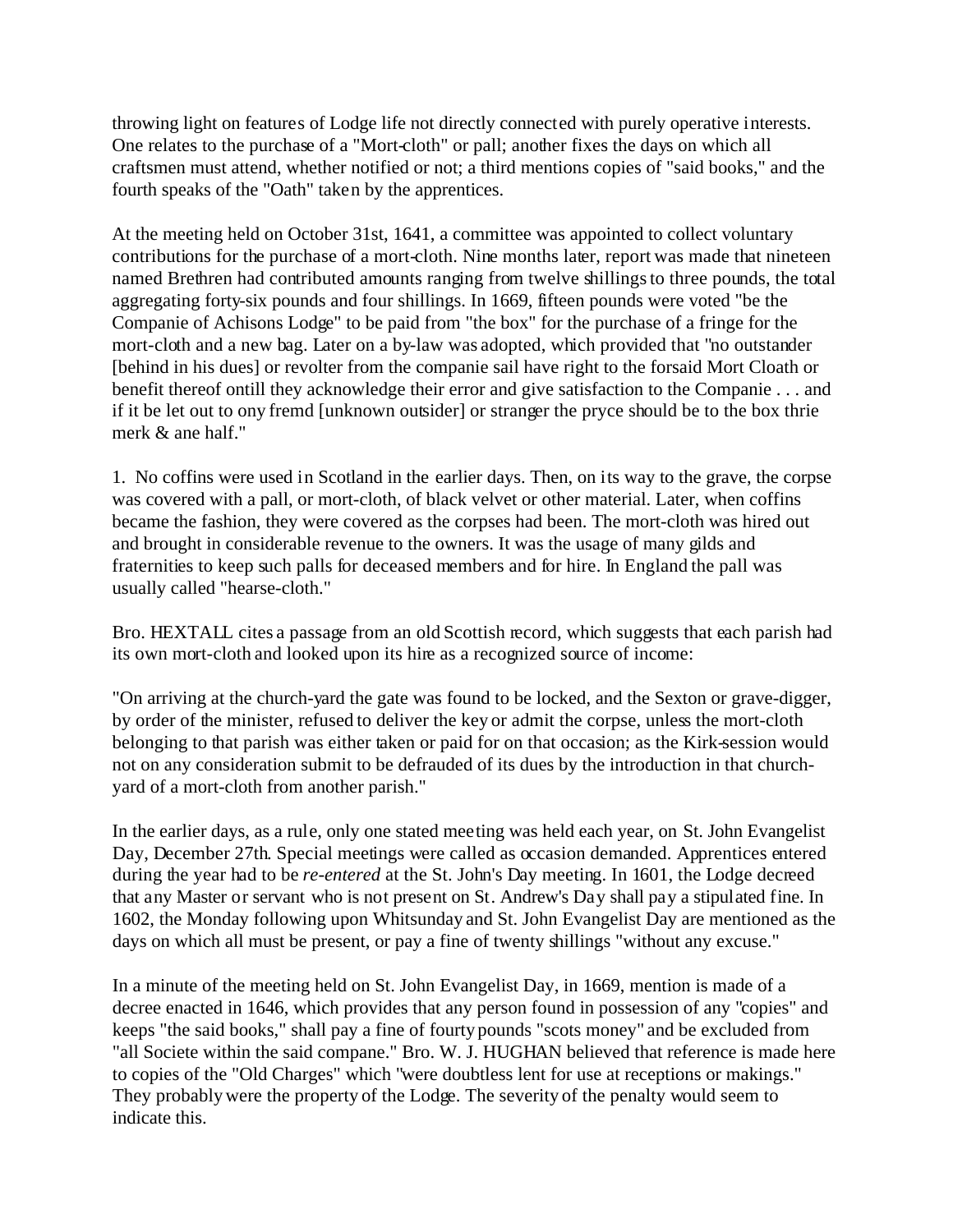throwing light on features of Lodge life not directly connected with purely operative interests. One relates to the purchase of a "Mort-cloth" or pall; another fixes the days on which all craftsmen must attend, whether notified or not; a third mentions copies of "said books," and the fourth speaks of the "Oath" taken by the apprentices.

At the meeting held on October 31st, 1641, a committee was appointed to collect voluntary contributions for the purchase of a mort-cloth. Nine months later, report was made that nineteen named Brethren had contributed amounts ranging from twelve shillings to three pounds, the total aggregating forty-six pounds and four shillings. In 1669, fifteen pounds were voted "be the Companie of Achisons Lodge" to be paid from "the box" for the purchase of a fringe for the mort-cloth and a new bag. Later on a by-law was adopted, which provided that "no outstander [behind in his dues] or revolter from the companie sail have right to the forsaid Mort Cloath or benefit thereof ontill they acknowledge their error and give satisfaction to the Companie . . . and if it be let out to ony fremd [unknown outsider] or stranger the pryce should be to the box thrie merk & ane half."

1. No coffins were used in Scotland in the earlier days. Then, on its way to the grave, the corpse was covered with a pall, or mort-cloth, of black velvet or other material. Later, when coffins became the fashion, they were covered as the corpses had been. The mort-cloth was hired out and brought in considerable revenue to the owners. It was the usage of many gilds and fraternities to keep such palls for deceased members and for hire. In England the pall was usually called "hearse-cloth."

Bro. HEXTALL cites a passage from an old Scottish record, which suggests that each parish had its own mort-cloth and looked upon its hire as a recognized source of income:

"On arriving at the church-yard the gate was found to be locked, and the Sexton or grave-digger, by order of the minister, refused to deliver the key or admit the corpse, unless the mort-cloth belonging to that parish was either taken or paid for on that occasion; as the Kirk-session would not on any consideration submit to be defrauded of its dues by the introduction in that church-yard of a mort-cloth from another parish."

In the earlier days, as a rule, only one stated meeting was held each year, on St. John Evangelist Day, December 27th. Special meetings were called as occasion demanded. Apprentices entered during the year had to be *re-entered* at the St. John's Day meeting. In 1601, the Lodge decreed that any Master or servant who is not present on St. Andrew's Day shall pay a stipulated fine. In 1602, the Monday following upon Whitsunday and St. John Evangelist Day are mentioned as the days on which all must be present, or pay a fine of twenty shillings "without any excuse."

In a minute of the meeting held on St. John Evangelist Day, in 1669, mention is made of a decree enacted in 1646, which provides that any person found in possession of any "copies" and keeps "the said books," shall pay a fine of fourty pounds "scots money" and be excluded from "all Societe within the said compane." Bro. W. J. HUGHAN believed that reference is made here to copies of the "Old Charges" which "were doubtless lent for use at receptions or makings." They probably were the property of the Lodge. The severity of the penalty would seem to indicate this.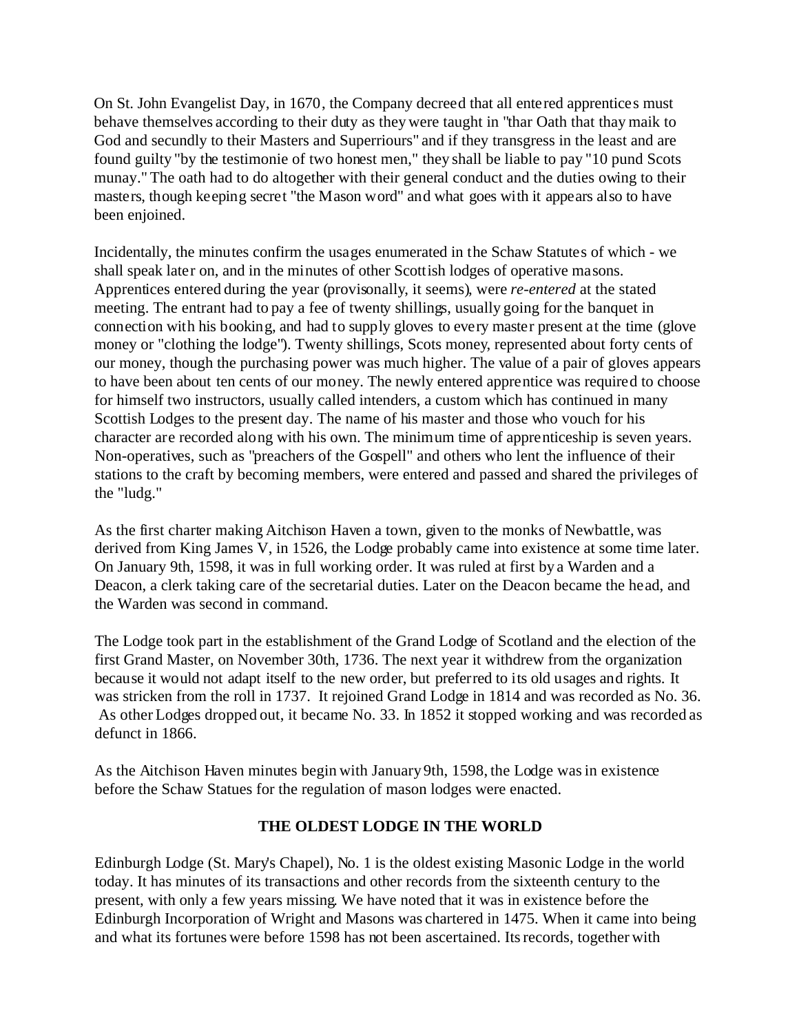On St. John Evangelist Day, in 1670, the Company decreed that all entered apprentices must behave themselves according to their duty as they were taught in "thar Oath that thay maik to God and secundly to their Masters and Superriours" and if they transgress in the least and are found guilty "by the testimonie of two honest men," they shall be liable to pay "10 pund Scots munay." The oath had to do altogether with their general conduct and the duties owing to their masters, though keeping secret "the Mason word" and what goes with it appears also to have been enjoined.

Incidentally, the minutes confirm the usages enumerated in the Schaw Statutes of which - we shall speak later on, and in the minutes of other Scottish lodges of operative masons. Apprentices entered during the year (provisonally, it seems), were *re-entered* at the stated meeting. The entrant had to pay a fee of twenty shillings, usually going for the banquet in connection with his booking, and had to supply gloves to every master present at the time (glove money or "clothing the lodge"). Twenty shillings, Scots money, represented about forty cents of our money, though the purchasing power was much higher. The value of a pair of gloves appears to have been about ten cents of our money. The newly entered apprentice was required to choose for himself two instructors, usually called intenders, a custom which has continued in many Scottish Lodges to the present day. The name of his master and those who vouch for his character are recorded along with his own. The minimum time of apprenticeship is seven years. Non-operatives, such as "preachers of the Gospell" and others who lent the influence of their stations to the craft by becoming members, were entered and passed and shared the privileges of the "ludg."

As the first charter making Aitchison Haven a town, given to the monks of Newbattle, was derived from King James V, in 1526, the Lodge probably came into existence at some time later. On January 9th, 1598, it was in full working order. It was ruled at first by a Warden and a Deacon, a clerk taking care of the secretarial duties. Later on the Deacon became the head, and the Warden was second in command.

The Lodge took part in the establishment of the Grand Lodge of Scotland and the election of the first Grand Master, on November 30th, 1736. The next year it withdrew from the organization because it would not adapt itself to the new order, but preferred to its old usages and rights. It was stricken from the roll in 1737. It rejoined Grand Lodge in 1814 and was recorded as No. 36. As other Lodges dropped out, it became No. 33. In 1852 it stopped working and was recorded as defunct in 1866.

As the Aitchison Haven minutes begin with January 9th, 1598, the Lodge was in existence before the Schaw Statues for the regulation of mason lodges were enacted.

## THE OLDEST LODGE IN THE WORLD

Edinburgh Lodge (St. Mary's Chapel), No. 1 is the oldest existing Masonic Lodge in the world today. It has minutes of its transactions and other records from the sixteenth century to the present, with only a few years missing. We have noted that it was in existence before the Edinburgh Incorporation of Wright and Masons was chartered in 1475. When it came into being and what its fortunes were before 1598 has not been ascertained. Its records, together with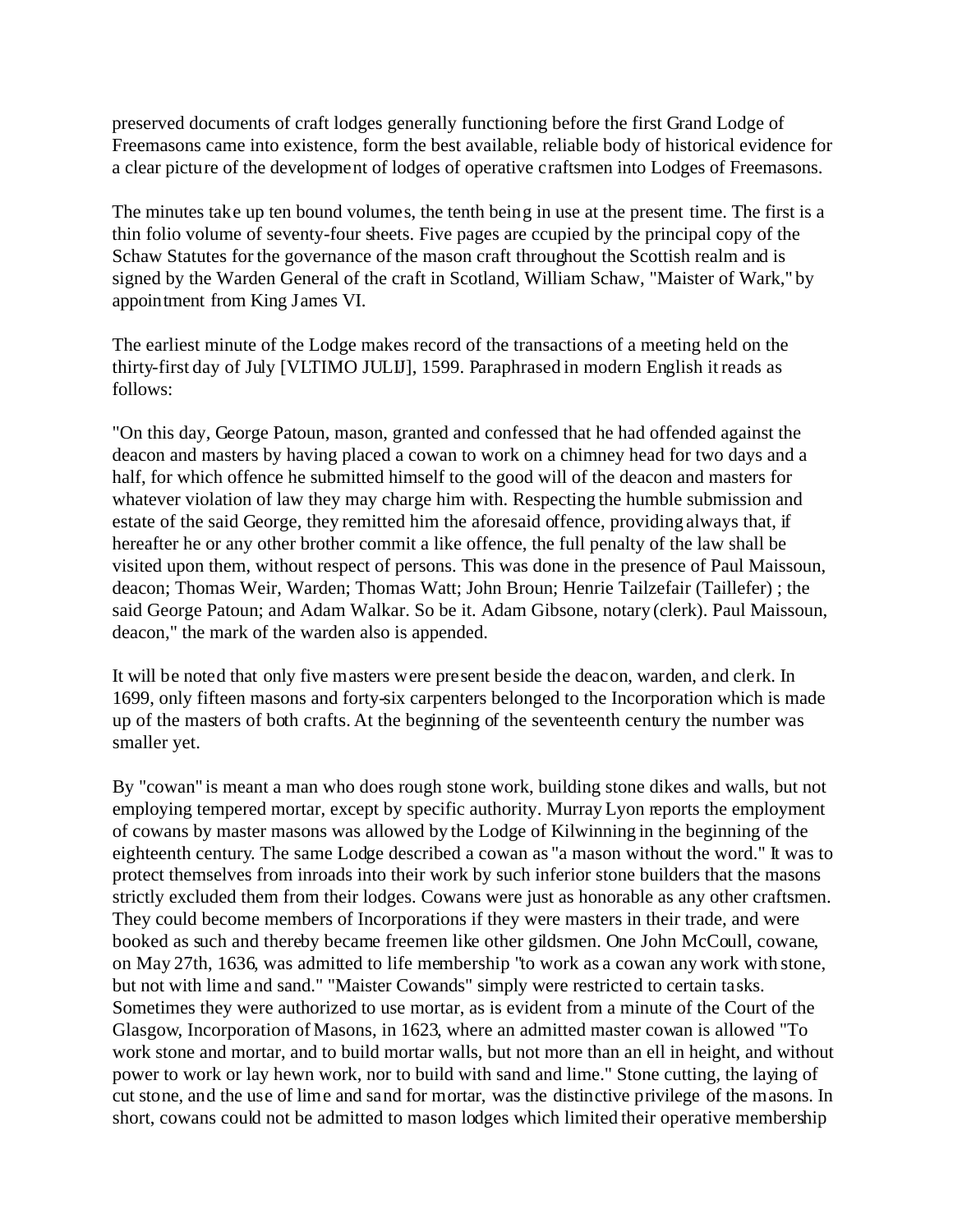preserved documents of craft lodges generally functioning before the first Grand Lodge of Freemasons came into existence, form the best available, reliable body of historical evidence for a clear picture of the development of lodges of operative craftsmen into Lodges of Freemasons.

The minutes take up ten bound volumes, the tenth being in use at the present time. The first is a thin folio volume of seventy-four sheets. Five pages are ccupied by the principal copy of the Schaw Statutes for the governance of the mason craft throughout the Scottish realm and is signed by the Warden General of the craft in Scotland, William Schaw, "Maister of Wark," by appointment from King James VI.

The earliest minute of the Lodge makes record of the transactions of a meeting held on the thirty-first day of July [VLTIMO JULIJ], 1599. Paraphrased in modern English it reads as follows:

"On this day, George Patoun, mason, granted and confessed that he had offended against the deacon and masters by having placed a cowan to work on a chimney head for two days and a half, for which offence he submitted himself to the good will of the deacon and masters for whatever violation of law they may charge him with. Respecting the humble submission and estate of the said George, they remitted him the aforesaid offence, providing always that, if hereafter he or any other brother commit a like offence, the full penalty of the law shall be visited upon them, without respect of persons. This was done in the presence of Paul Maissoun, deacon; Thomas Weir, Warden; Thomas Watt; John Broun; Henrie Tailzefair (Taillefer) ; the said George Patoun; and Adam Walkar. So be it. Adam Gibsone, notary (clerk). Paul Maissoun, deacon," the mark of the warden also is appended.

It will be noted that only five masters were present beside the deacon, warden, and clerk. In 1699, only fifteen masons and forty-six carpenters belonged to the Incorporation which is made up of the masters of both crafts. At the beginning of the seventeenth century the number was smaller yet.

By "cowan" is meant a man who does rough stone work, building stone dikes and walls, but not employing tempered mortar, except by specific authority. Murray Lyon reports the employment of cowans by master masons was allowed by the Lodge of Kilwinning in the beginning of the eighteenth century. The same Lodge described a cowan as "a mason without the word." It was to protect themselves from inroads into their work by such inferior stone builders that the masons strictly excluded them from their lodges. Cowans were just as honorable as any other craftsmen. They could become members of Incorporations if they were masters in their trade, and were booked as such and thereby became freemen like other gildsmen. One John McCoull, cowane, on May 27th, 1636, was admitted to life membership "to work as a cowan any work with stone, but not with lime and sand." "Maister Cowands" simply were restricted to certain tasks. Sometimes they were authorized to use mortar, as is evident from a minute of the Court of the Glasgow, Incorporation of Masons, in 1623, where an admitted master cowan is allowed "To work stone and mortar, and to build mortar walls, but not more than an ell in height, and without power to work or lay hewn work, nor to build with sand and lime." Stone cutting, the laying of cut stone, and the use of lime and sand for mortar, was the distinctive privilege of the masons. In short, cowans could not be admitted to mason lodges which limited their operative membership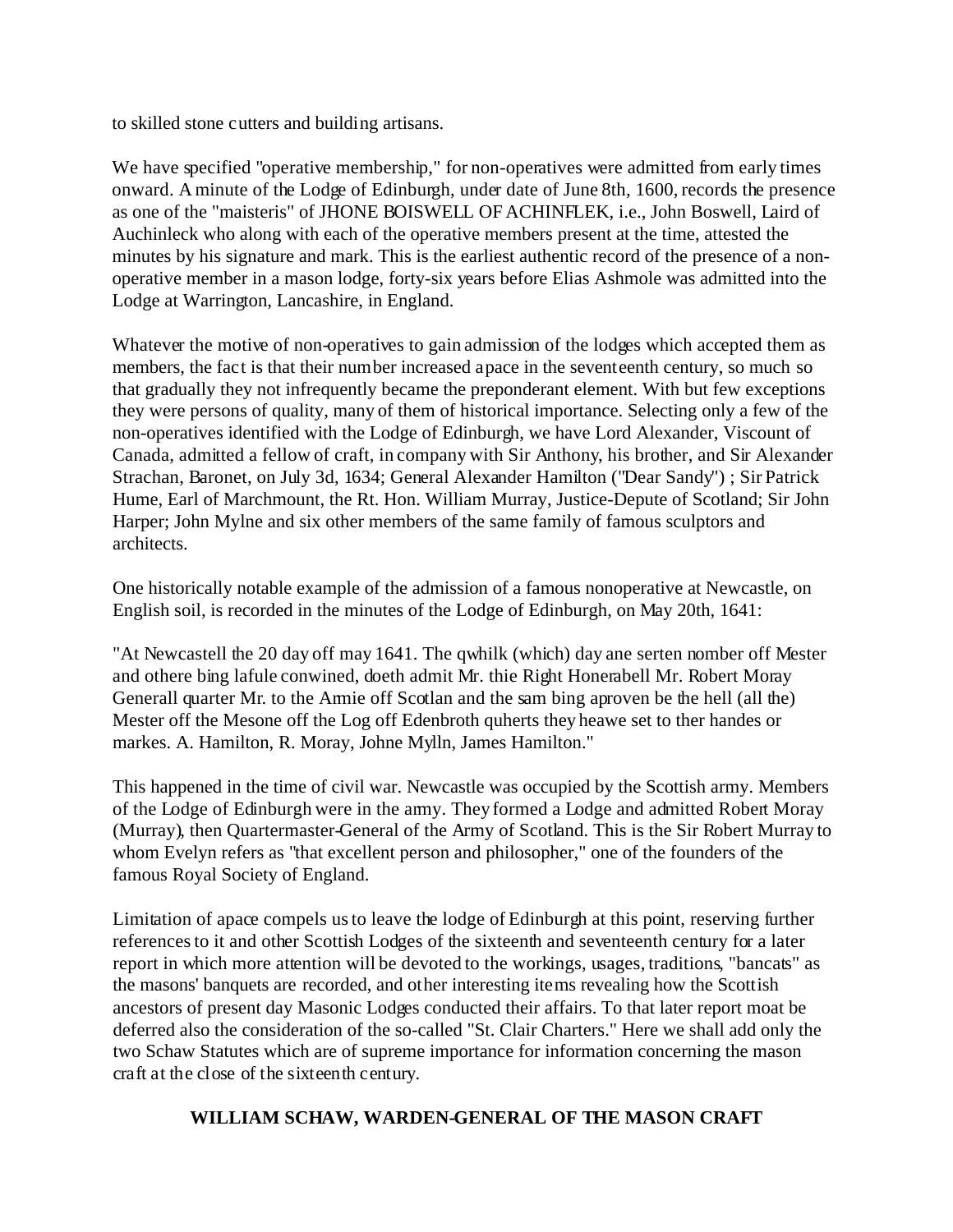to skilled stone cutters and building artisans.

We have specified "operative membership," for non-operatives were admitted from early times onward. A minute of the Lodge of Edinburgh, under date of June 8th, 1600, records the presence as one of the "maisteris" of JHONE BOISWELL OF ACHINFLEK, i.e., John Boswell, Laird of Auchinleck who along with each of the operative members present at the time, attested the minutes by his signature and mark. This is the earliest authentic record of the presence of a non-operative member in a mason lodge, forty-six years before Elias Ashmole was admitted into the Lodge at Warrington, Lancashire, in England.

Whatever the motive of non-operatives to gain admission of the lodges which accepted them as members, the fact is that their number increased apace in the seventeenth century, so much so that gradually they not infrequently became the preponderant element. With but few exceptions they were persons of quality, many of them of historical importance. Selecting only a few of the non-operatives identified with the Lodge of Edinburgh, we have Lord Alexander, Viscount of Canada, admitted a fellow of craft, in company with Sir Anthony, his brother, and Sir Alexander Strachan, Baronet, on July 3d, 1634; General Alexander Hamilton ("Dear Sandy") ; Sir Patrick Hume, Earl of Marchmount, the Rt. Hon. William Murray, Justice-Depute of Scotland; Sir John Harper; John Mylne and six other members of the same family of famous sculptors and architects.

One historically notable example of the admission of a famous nonoperative at Newcastle, on English soil, is recorded in the minutes of the Lodge of Edinburgh, on May 20th, 1641:

"At Newcastell the 20 day off may 1641. The qwhilk (which) day ane serten nomber off Mester and othere bing lafule conwined, doeth admit Mr. thie Right Honerabell Mr. Robert Moray Generall quarter Mr. to the Armie off Scotlan and the sam bing aproven be the hell (all the) Mester off the Mesone off the Log off Edenbroth quherts they heawe set to ther handes or markes. A. Hamilton, R. Moray, Johne Mylln, James Hamilton."

This happened in the time of civil war. Newcastle was occupied by the Scottish army. Members of the Lodge of Edinburgh were in the army. They formed a Lodge and admitted Robert Moray (Murray), then Quartermaster-General of the Army of Scotland. This is the Sir Robert Murray to whom Evelyn refers as "that excellent person and philosopher," one of the founders of the famous Royal Society of England.

Limitation of apace compels us to leave the lodge of Edinburgh at this point, reserving further references to it and other Scottish Lodges of the sixteenth and seventeenth century for a later report in which more attention will be devoted to the workings, usages, traditions, "bancats" as the masons' banquets are recorded, and other interesting items revealing how the Scottish ancestors of present day Masonic Lodges conducted their affairs. To that later report moat be deferred also the consideration of the so-called "St. Clair Charters." Here we shall add only the two Schaw Statutes which are of supreme importance for information concerning the mason craft at the close of the sixteenth century.

## WILLIAM SCHAW, WARDEN-GENERAL OF THE MASON CRAFT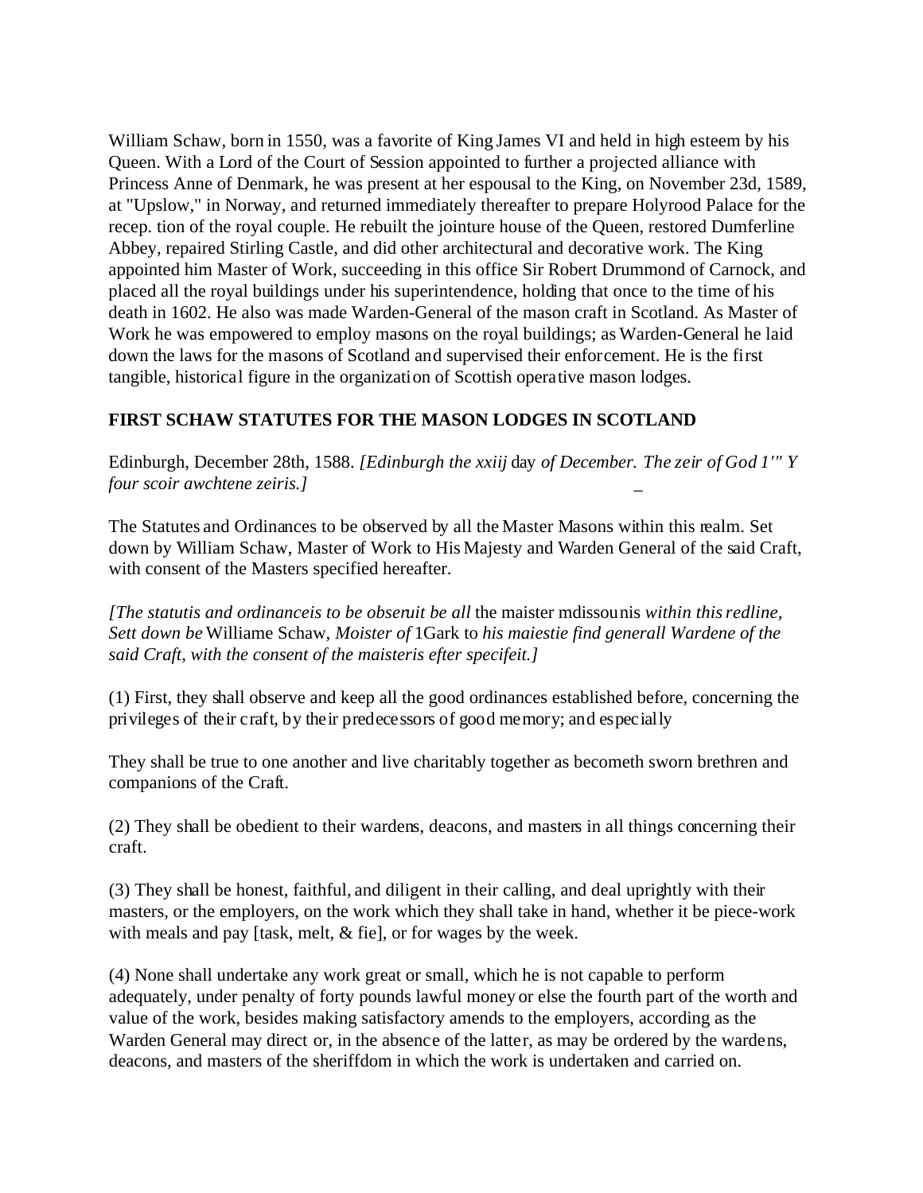William Schaw, born in 1550, was a favorite of King James VI and held in high esteem by his Queen. With a Lord of the Court of Session appointed to further a projected alliance with Princess Anne of Denmark, he was present at her espousal to the King, on November 23d, 1589, at "Upslow," in Norway, and returned immediately thereafter to prepare Holyrood Palace for the recep. tion of the royal couple. He rebuilt the jointure house of the Queen, restored Dumferline Abbey, repaired Stirling Castle, and did other architectural and decorative work. The King appointed him Master of Work, succeeding in this office Sir Robert Drummond of Carnock, and placed all the royal buildings under his superintendence, holding that once to the time of his death in 1602. He also was made Warden-General of the mason craft in Scotland. As Master of Work he was empowered to employ masons on the royal buildings; as Warden-General he laid down the laws for the masons of Scotland and supervised their enforcement. He is the first tangible, historical figure in the organization of Scottish operative mason lodges.

**FIRST SCHAW STATUTES FOR THE MASON LODGES IN SCOTLAND**

Edinburgh, December 28th, 1588. *[Edinburgh the xxiij* day *of December. The zeir of God 1'" Y four scoir awchtene zeiris.]*

The Statutes and Ordinances to be observed by all the Master Masons within this realm. Set down by William Schaw, Master of Work to His Majesty and Warden General of the said Craft, with consent of the Masters specified hereafter.

*[The statutis and ordinanceis to be obseruit be all* the maister mdissounis *within this redline, Sett down be* Williame Schaw, *Moister of* 1Gark to *his maiestie find generall Wardene of the said Craft, with the consent of the maisteris efter specifeit.]*

(1) First, they shall observe and keep all the good ordinances established before, concerning the privileges of their craft, by their predecessors of good memory; and especially

They shall be true to one another and live charitably together as becometh sworn brethren and companions of the Craft.

(2) They shall be obedient to their wardens, deacons, and masters in all things concerning their craft.

(3) They shall be honest, faithful, and diligent in their calling, and deal uprightly with their masters, or the employers, on the work which they shall take in hand, whether it be piece-work with meals and pay [task, melt, & fie], or for wages by the week.

(4) None shall undertake any work great or small, which he is not capable to perform adequately, under penalty of forty pounds lawful money or else the fourth part of the worth and value of the work, besides making satisfactory amends to the employers, according as the Warden General may direct or, in the absence of the latter, as may be ordered by the wardens, deacons, and masters of the sheriffdom in which the work is undertaken and carried on.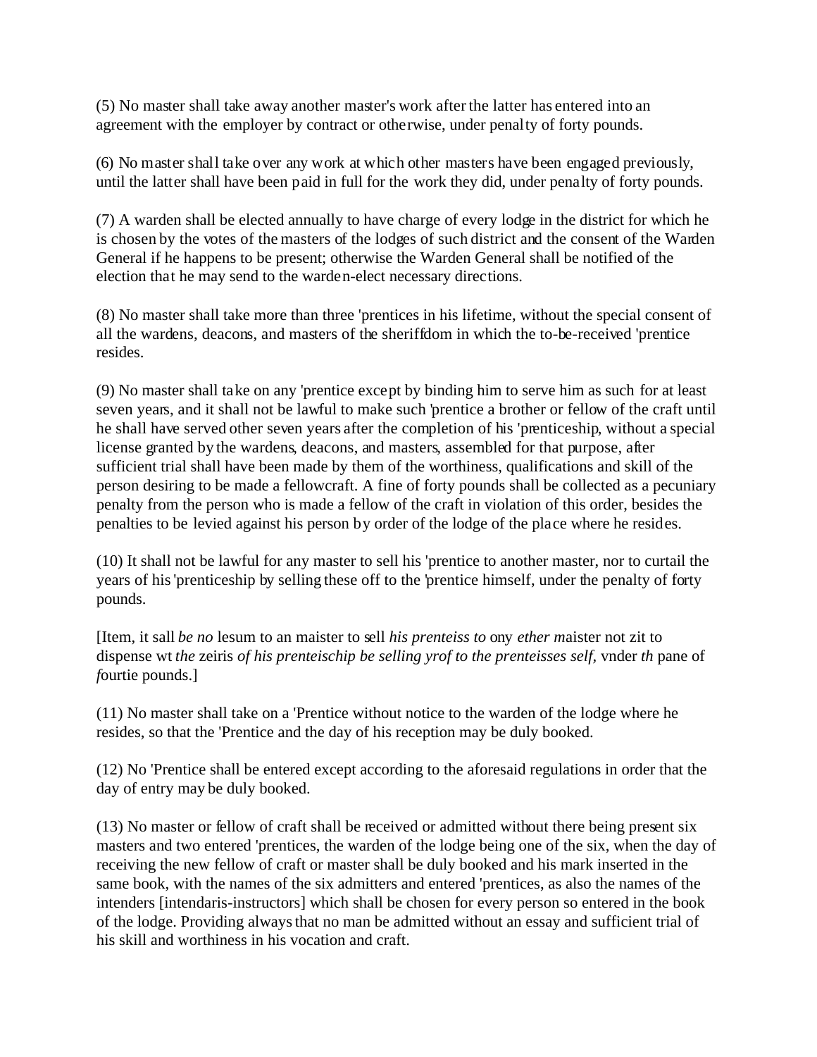(5) No master shall take away another master's work after the latter has entered into an agreement with the employer by contract or otherwise, under penalty of forty pounds.

(6) No master shall take over any work at which other masters have been engaged previously, until the latter shall have been paid in full for the work they did, under penalty of forty pounds.

(7) A warden shall be elected annually to have charge of every lodge in the district for which he is chosen by the votes of the masters of the lodges of such district and the consent of the Warden General if he happens to be present; otherwise the Warden General shall be notified of the election that he may send to the warden-elect necessary directions.

(8) No master shall take more than three 'prentices in his lifetime, without the special consent of all the wardens, deacons, and masters of the sheriffdom in which the to-be-received 'prentice resides.

(9) No master shall take on any 'prentice except by binding him to serve him as such for at least seven years, and it shall not be lawful to make such 'prentice a brother or fellow of the craft until he shall have served other seven years after the completion of his 'prenticeship, without a special license granted by the wardens, deacons, and masters, assembled for that purpose, after sufficient trial shall have been made by them of the worthiness, qualifications and skill of the person desiring to be made a fellowcraft. A fine of forty pounds shall be collected as a pecuniary penalty from the person who is made a fellow of the craft in violation of this order, besides the penalties to be levied against his person by order of the lodge of the place where he resides.

(10) It shall not be lawful for any master to sell his 'prentice to another master, nor to curtail the years of his 'prenticeship by selling these off to the 'prentice himself, under the penalty of forty pounds.

[Item, it sall *be no* lesum to an maister to sell *his prenteiss to* ony *ether m*aister not zit to dispense wt *the* zeiris *of his prenteischip be selling yrof to the prenteisses self,* vnder *th* pane of *f*ourtie pounds.]

(11) No master shall take on a 'Prentice without notice to the warden of the lodge where he resides, so that the 'Prentice and the day of his reception may be duly booked.

(12) No 'Prentice shall be entered except according to the aforesaid regulations in order that the day of entry may be duly booked.

(13) No master or fellow of craft shall be received or admitted without there being present six masters and two entered 'prentices, the warden of the lodge being one of the six, when the day of receiving the new fellow of craft or master shall be duly booked and his mark inserted in the same book, with the names of the six admitters and entered 'prentices, as also the names of the intenders [intendaris-instructors] which shall be chosen for every person so entered in the book of the lodge. Providing always that no man be admitted without an essay and sufficient trial of his skill and worthiness in his vocation and craft.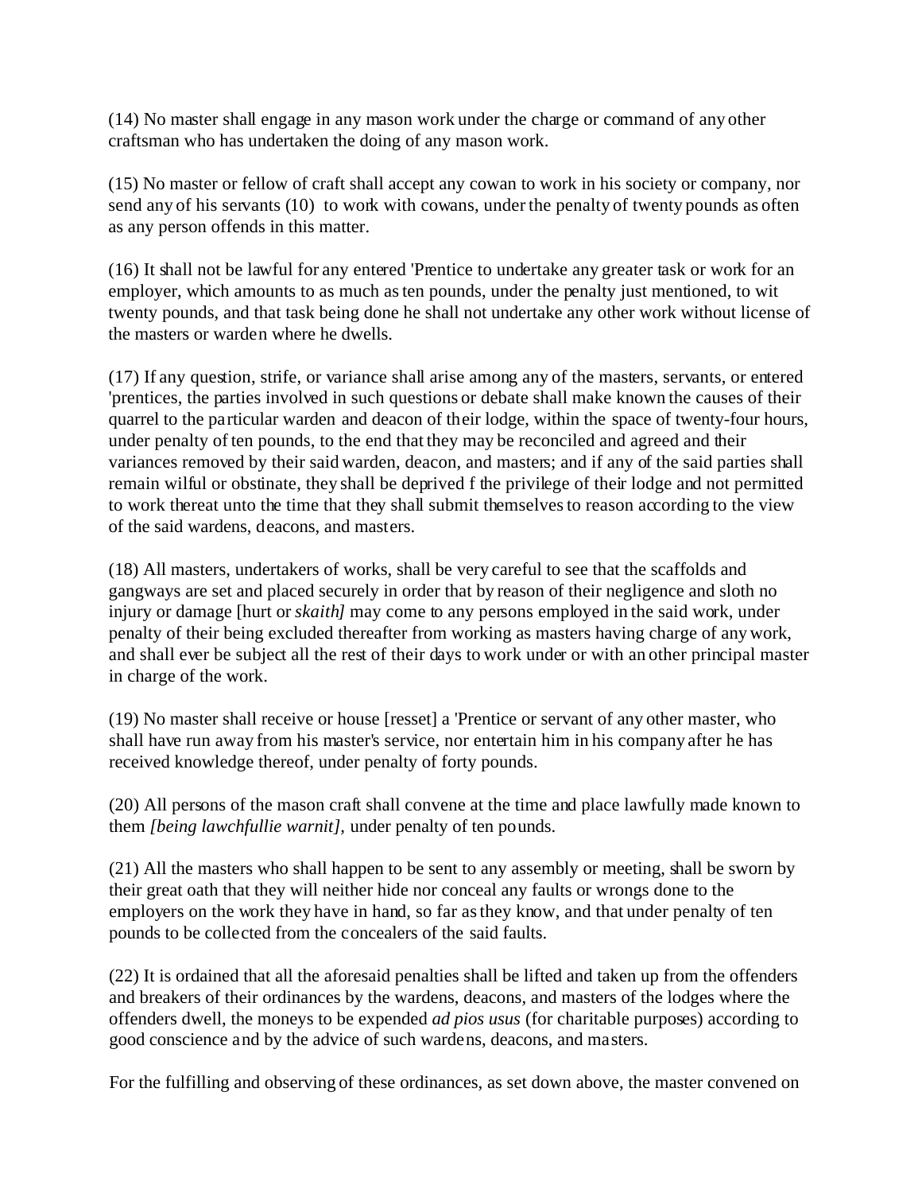(14) No master shall engage in any mason work under the charge or command of any other craftsman who has undertaken the doing of any mason work.

(15) No master or fellow of craft shall accept any cowan to work in his society or company, nor send any of his servants (10) to work with cowans, under the penalty of twenty pounds as often as any person offends in this matter.

(16) It shall not be lawful for any entered 'Prentice to undertake any greater task or work for an employer, which amounts to as much as ten pounds, under the penalty just mentioned, to wit twenty pounds, and that task being done he shall not undertake any other work without license of the masters or warden where he dwells.

(17) If any question, strife, or variance shall arise among any of the masters, servants, or entered 'prentices, the parties involved in such questions or debate shall make known the causes of their quarrel to the particular warden and deacon of their lodge, within the space of twenty-four hours, under penalty of ten pounds, to the end that they may be reconciled and agreed and their variances removed by their said warden, deacon, and masters; and if any of the said parties shall remain wilful or obstinate, they shall be deprived f the privilege of their lodge and not permitted to work thereat unto the time that they shall submit themselves to reason according to the view of the said wardens, deacons, and masters.

(18) All masters, undertakers of works, shall be very careful to see that the scaffolds and gangways are set and placed securely in order that by reason of their negligence and sloth no injury or damage [hurt or *skaith]* may come to any persons employed in the said work, under penalty of their being excluded thereafter from working as masters having charge of any work, and shall ever be subject all the rest of their days to work under or with an other principal master in charge of the work.

(19) No master shall receive or house [resset] a 'Prentice or servant of any other master, who shall have run away from his master's service, nor entertain him in his company after he has received knowledge thereof, under penalty of forty pounds.

(20) All persons of the mason craft shall convene at the time and place lawfully made known to them *[being lawchfullie warnit],* under penalty of ten pounds.

(21) All the masters who shall happen to be sent to any assembly or meeting, shall be sworn by their great oath that they will neither hide nor conceal any faults or wrongs done to the employers on the work they have in hand, so far as they know, and that under penalty of ten pounds to be collected from the concealers of the said faults.

(22) It is ordained that all the aforesaid penalties shall be lifted and taken up from the offenders and breakers of their ordinances by the wardens, deacons, and masters of the lodges where the offenders dwell, the moneys to be expended *ad pios usus* (for charitable purposes) according to good conscience and by the advice of such wardens, deacons, and masters.

For the fulfilling and observing of these ordinances, as set down above, the master convened on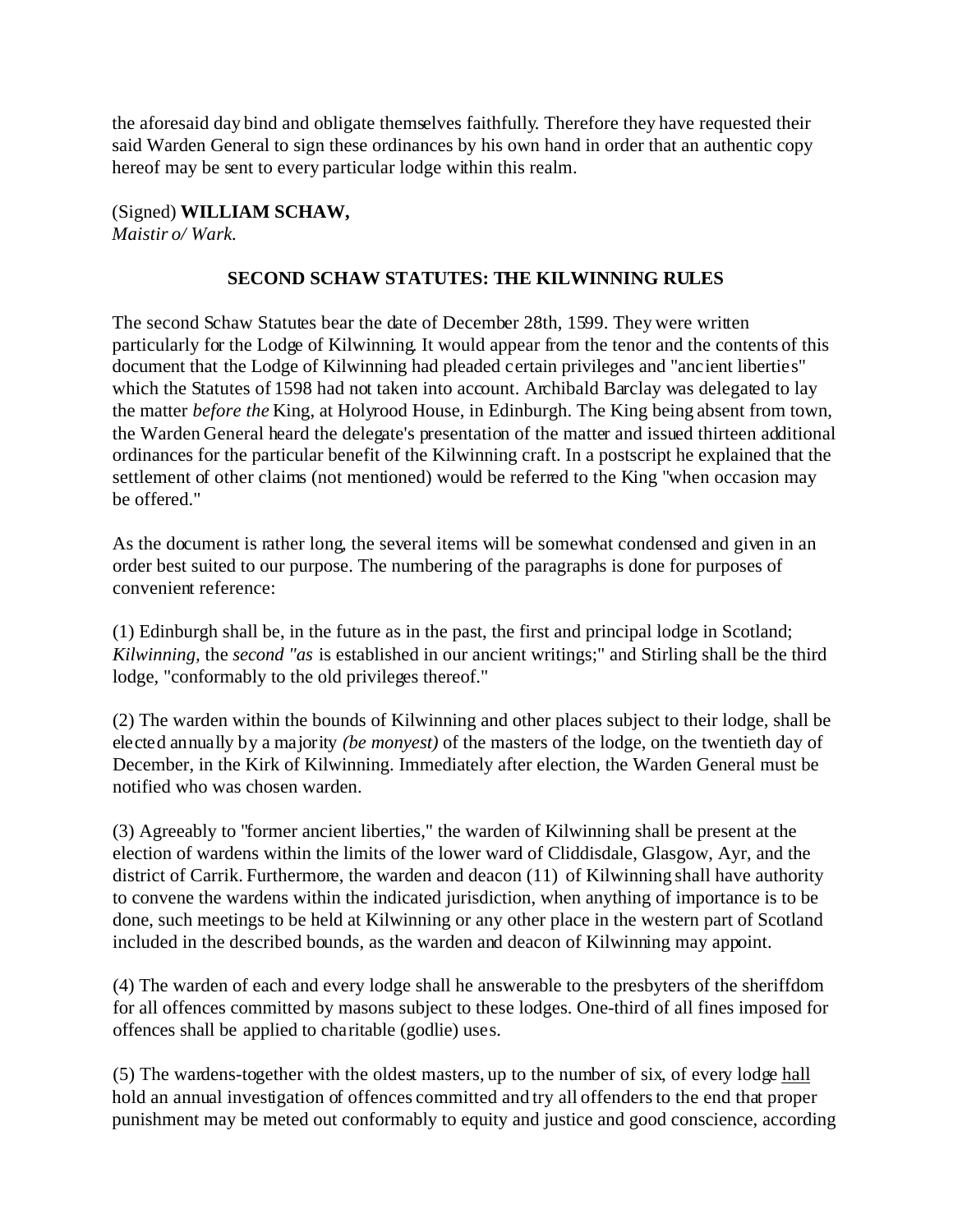the aforesaid day bind and obligate themselves faithfully. Therefore they have requested their said Warden General to sign these ordinances by his own hand in order that an authentic copy hereof may be sent to every particular lodge within this realm.

(Signed) **WILLIAM SCHAW,**
*Maistir o/ Wark.*

## SECOND SCHAW STATUTES: THE KILWINNING RULES

The second Schaw Statutes bear the date of December 28th, 1599. They were written particularly for the Lodge of Kilwinning. It would appear from the tenor and the contents of this document that the Lodge of Kilwinning had pleaded certain privileges and "ancient liberties" which the Statutes of 1598 had not taken into account. Archibald Barclay was delegated to lay the matter *before the* King, at Holyrood House, in Edinburgh. The King being absent from town, the Warden General heard the delegate's presentation of the matter and issued thirteen additional ordinances for the particular benefit of the Kilwinning craft. In a postscript he explained that the settlement of other claims (not mentioned) would be referred to the King "when occasion may be offered."

As the document is rather long, the several items will be somewhat condensed and given in an order best suited to our purpose. The numbering of the paragraphs is done for purposes of convenient reference:

(1) Edinburgh shall be, in the future as in the past, the first and principal lodge in Scotland; *Kilwinning,* the *second "as* is established in our ancient writings;" and Stirling shall be the third lodge, "conformably to the old privileges thereof."

(2) The warden within the bounds of Kilwinning and other places subject to their lodge, shall be elected annually by a majority *(be monyest)* of the masters of the lodge, on the twentieth day of December, in the Kirk of Kilwinning. Immediately after election, the Warden General must be notified who was chosen warden.

(3) Agreeably to "former ancient liberties," the warden of Kilwinning shall be present at the election of wardens within the limits of the lower ward of Cliddisdale, Glasgow, Ayr, and the district of Carrik. Furthermore, the warden and deacon (11) of Kilwinning shall have authority to convene the wardens within the indicated jurisdiction, when anything of importance is to be done, such meetings to be held at Kilwinning or any other place in the western part of Scotland included in the described bounds, as the warden and deacon of Kilwinning may appoint.

(4) The warden of each and every lodge shall he answerable to the presbyters of the sheriffdom for all offences committed by masons subject to these lodges. One-third of all fines imposed for offences shall be applied to charitable (godlie) uses.

(5) The wardens-together with the oldest masters, up to the number of six, of every lodge hall hold an annual investigation of offences committed and try all offenders to the end that proper punishment may be meted out conformably to equity and justice and good conscience, according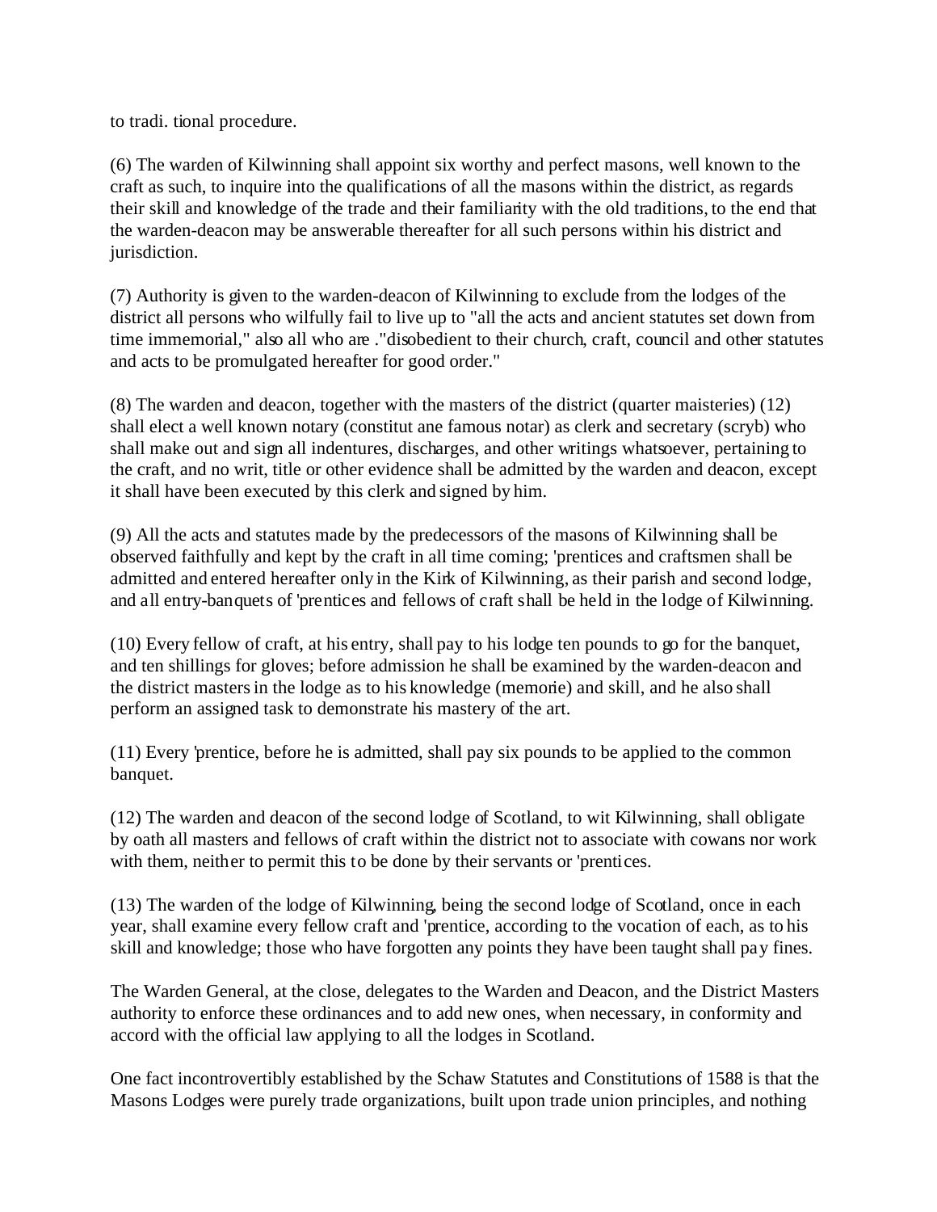to tradi. tional procedure.

(6) The warden of Kilwinning shall appoint six worthy and perfect masons, well known to the craft as such, to inquire into the qualifications of all the masons within the district, as regards their skill and knowledge of the trade and their familiarity with the old traditions, to the end that the warden-deacon may be answerable thereafter for all such persons within his district and jurisdiction.

(7) Authority is given to the warden-deacon of Kilwinning to exclude from the lodges of the district all persons who wilfully fail to live up to "all the acts and ancient statutes set down from time immemorial," also all who are ."disobedient to their church, craft, council and other statutes and acts to be promulgated hereafter for good order."

(8) The warden and deacon, together with the masters of the district (quarter maisteries) (12) shall elect a well known notary (constitut ane famous notar) as clerk and secretary (scryb) who shall make out and sign all indentures, discharges, and other writings whatsoever, pertaining to the craft, and no writ, title or other evidence shall be admitted by the warden and deacon, except it shall have been executed by this clerk and signed by him.

(9) All the acts and statutes made by the predecessors of the masons of Kilwinning shall be observed faithfully and kept by the craft in all time coming; 'prentices and craftsmen shall be admitted and entered hereafter only in the Kirk of Kilwinning, as their parish and second lodge, and all entry-banquets of 'prentices and fellows of craft shall be held in the lodge of Kilwinning.

(10) Every fellow of craft, at his entry, shall pay to his lodge ten pounds to go for the banquet, and ten shillings for gloves; before admission he shall be examined by the warden-deacon and the district masters in the lodge as to his knowledge (memorie) and skill, and he also shall perform an assigned task to demonstrate his mastery of the art.

(11) Every 'prentice, before he is admitted, shall pay six pounds to be applied to the common banquet.

(12) The warden and deacon of the second lodge of Scotland, to wit Kilwinning, shall obligate by oath all masters and fellows of craft within the district not to associate with cowans nor work with them, neither to permit this to be done by their servants or 'prentices.

(13) The warden of the lodge of Kilwinning, being the second lodge of Scotland, once in each year, shall examine every fellow craft and 'prentice, according to the vocation of each, as to his skill and knowledge; those who have forgotten any points they have been taught shall pay fines.

The Warden General, at the close, delegates to the Warden and Deacon, and the District Masters authority to enforce these ordinances and to add new ones, when necessary, in conformity and accord with the official law applying to all the lodges in Scotland.

One fact incontrovertibly established by the Schaw Statutes and Constitutions of 1588 is that the Masons Lodges were purely trade organizations, built upon trade union principles, and nothing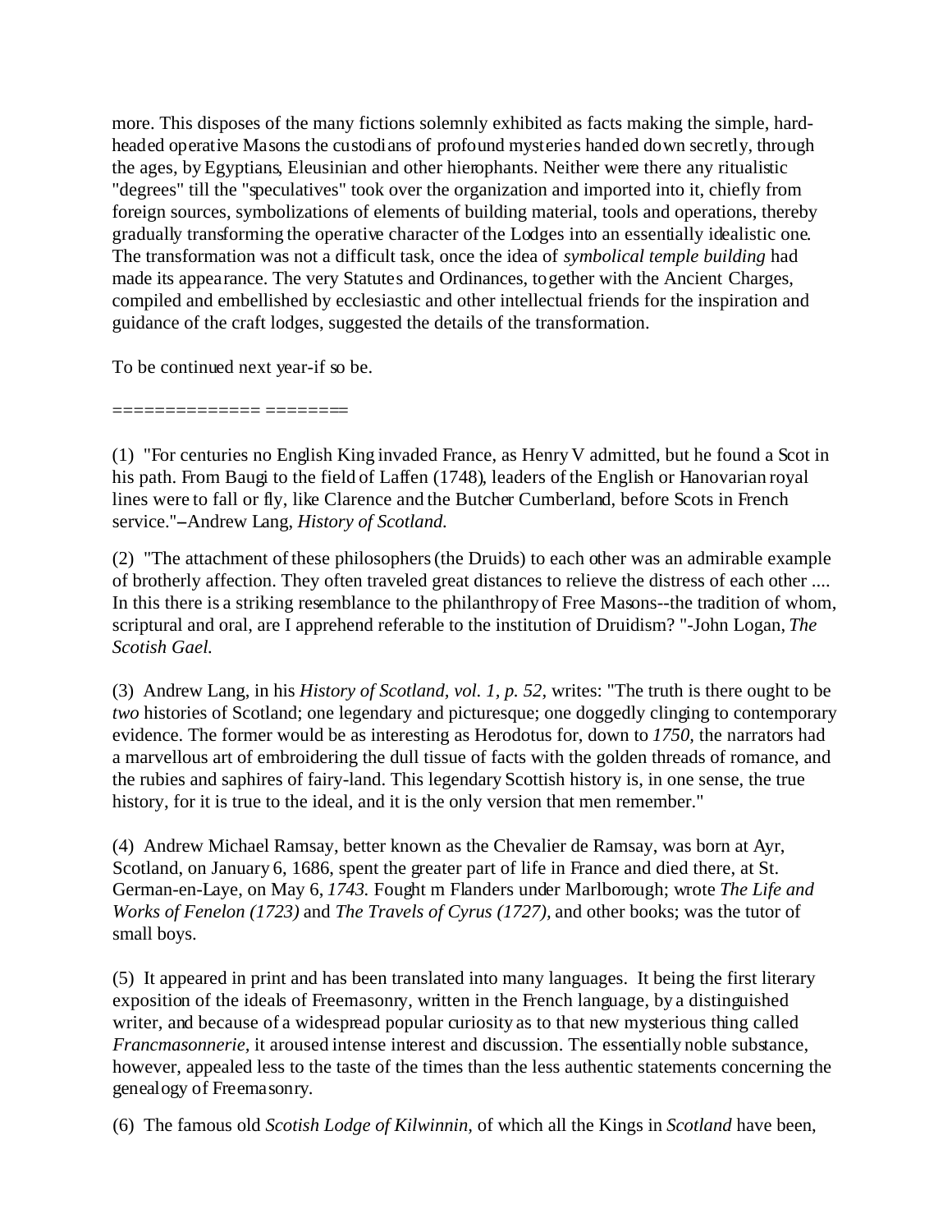more. This disposes of the many fictions solemnly exhibited as facts making the simple, hard-headed operative Masons the custodians of profound mysteries handed down secretly, through the ages, by Egyptians, Eleusinian and other hierophants. Neither were there any ritualistic "degrees" till the "speculatives" took over the organization and imported into it, chiefly from foreign sources, symbolizations of elements of building material, tools and operations, thereby gradually transforming the operative character of the Lodges into an essentially idealistic one. The transformation was not a difficult task, once the idea of *symbolical temple building* had made its appearance. The very Statutes and Ordinances, together with the Ancient Charges, compiled and embellished by ecclesiastic and other intellectual friends for the inspiration and guidance of the craft lodges, suggested the details of the transformation.

To be continued next year-if so be.

============= ========

(1) "For centuries no English King invaded France, as Henry V admitted, but he found a Scot in his path. From Baugi to the field of Laffen (1748), leaders of the English or Hanovarian royal lines were to fall or fly, like Clarence and the Butcher Cumberland, before Scots in French service."–Andrew Lang, *History of Scotland.*

(2) "The attachment of these philosophers (the Druids) to each other was an admirable example of brotherly affection. They often traveled great distances to relieve the distress of each other .... In this there is a striking resemblance to the philanthropy of Free Masons--the tradition of whom, scriptural and oral, are I apprehend referable to the institution of Druidism? "-John Logan, *The Scotish Gael.*

(3) Andrew Lang, in his *History of Scotland, vol. 1, p. 52,* writes: "The truth is there ought to be *two* histories of Scotland; one legendary and picturesque; one doggedly clinging to contemporary evidence. The former would be as interesting as Herodotus for, down to *1750,* the narrators had a marvellous art of embroidering the dull tissue of facts with the golden threads of romance, and the rubies and saphires of fairy-land. This legendary Scottish history is, in one sense, the true history, for it is true to the ideal, and it is the only version that men remember."

(4) Andrew Michael Ramsay, better known as the Chevalier de Ramsay, was born at Ayr, Scotland, on January 6, 1686, spent the greater part of life in France and died there, at St. German-en-Laye, on May 6, *1743.* Fought m Flanders under Marlborough; wrote *The Life and Works of Fenelon (1723)* and *The Travels of Cyrus (1727),* and other books; was the tutor of small boys.

(5) It appeared in print and has been translated into many languages. It being the first literary exposition of the ideals of Freemasonry, written in the French language, by a distinguished writer, and because of a widespread popular curiosity as to that new mysterious thing called *Francmasonnerie,* it aroused intense interest and discussion. The essentially noble substance, however, appealed less to the taste of the times than the less authentic statements concerning the genealogy of Freemasonry.

(6) The famous old *Scotish Lodge of Kilwinnin,* of which all the Kings in *Scotland* have been,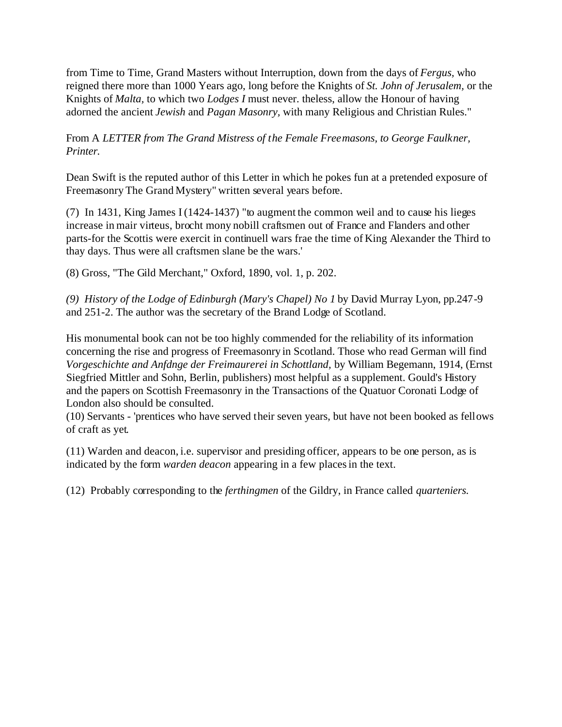from Time to Time, Grand Masters without Interruption, down from the days of *Fergus,* who reigned there more than 1000 Years ago, long before the Knights of *St. John of Jerusalem,* or the Knights of *Malta,* to which two *Lodges I* must never. theless, allow the Honour of having adorned the ancient *Jewish* and *Pagan Masonry,* with many Religious and Christian Rules."

From A *LETTER from The Grand Mistress of the Female Freemasons, to George Faulkner, Printer.*

Dean Swift is the reputed author of this Letter in which he pokes fun at a pretended exposure of Freemasonry The Grand Mystery" written several years before.

(7) In 1431, King James I (1424-1437) "to augment the common weil and to cause his lieges increase in mair virteus, brocht mony nobill craftsmen out of France and Flanders and other parts-for the Scottis were exercit in continuell wars frae the time of King Alexander the Third to thay days. Thus were all craftsmen slane be the wars.'

(8) Gross, "The Gild Merchant," Oxford, 1890, vol. 1, p. 202.

*(9) History of the Lodge of Edinburgh (Mary's Chapel) No 1* by David Murray Lyon, pp.247-9 and 251-2. The author was the secretary of the Brand Lodge of Scotland.

His monumental book can not be too highly commended for the reliability of its information concerning the rise and progress of Freemasonry in Scotland. Those who read German will find *Vorgeschichte and Anfdnge der Freimaurerei in Schottland,* by William Begemann, 1914, (Ernst Siegfried Mittler and Sohn, Berlin, publishers) most helpful as a supplement. Gould's History and the papers on Scottish Freemasonry in the Transactions of the Quatuor Coronati Lodge of London also should be consulted.

(10) Servants - 'prentices who have served their seven years, but have not been booked as fellows of craft as yet.

(11) Warden and deacon, i.e. supervisor and presiding officer, appears to be one person, as is indicated by the form *warden deacon* appearing in a few places in the text.

(12) Probably corresponding to the *ferthingmen* of the Gildry, in France called *quarteniers.*